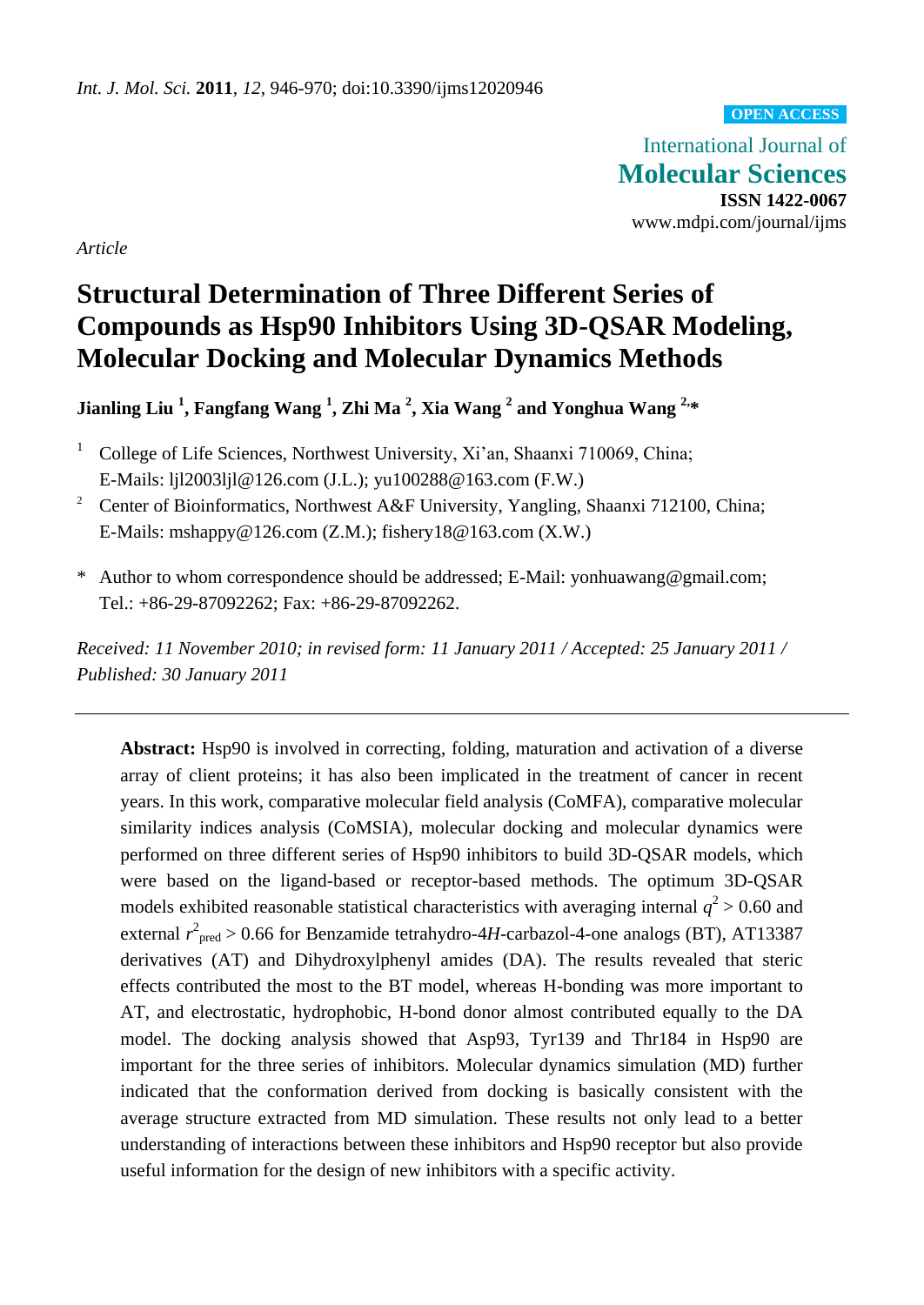*Int. J. Mol. Sci.* **2011**, *12*, 946-970; doi:10.3390/ijms12020946

OPEN ACCESS

International Journal of
**Molecular Sciences**
**ISSN 1422-0067**
www.mdpi.com/journal/ijms

*Article*

# Structural Determination of Three Different Series of Compounds as Hsp90 Inhibitors Using 3D-QSAR Modeling, Molecular Docking and Molecular Dynamics Methods

**Jianling Liu [1], Fangfang Wang [1], Zhi Ma [2], Xia Wang [2] and Yonghua Wang [2,*]**

[1] College of Life Sciences, Northwest University, Xi'an, Shaanxi 710069, China; E-Mails: ljl2003ljl@126.com (J.L.); yu100288@163.com (F.W.)

[2] Center of Bioinformatics, Northwest A&F University, Yangling, Shaanxi 712100, China; E-Mails: mshappy@126.com (Z.M.); fishery18@163.com (X.W.)

\* Author to whom correspondence should be addressed; E-Mail: yonhuawang@gmail.com; Tel.: +86-29-87092262; Fax: +86-29-87092262.

*Received: 11 November 2010; in revised form: 11 January 2011 / Accepted: 25 January 2011 / Published: 30 January 2011*

---

**Abstract:** Hsp90 is involved in correcting, folding, maturation and activation of a diverse array of client proteins; it has also been implicated in the treatment of cancer in recent years. In this work, comparative molecular field analysis (CoMFA), comparative molecular similarity indices analysis (CoMSIA), molecular docking and molecular dynamics were performed on three different series of Hsp90 inhibitors to build 3D-QSAR models, which were based on the ligand-based or receptor-based methods. The optimum 3D-QSAR models exhibited reasonable statistical characteristics with averaging internal $q^2 > 0.60$ and external $r^2_{pred} > 0.66$ for Benzamide tetrahydro-4*H*-carbazol-4-one analogs (BT), AT13387 derivatives (AT) and Dihydroxylphenyl amides (DA). The results revealed that steric effects contributed the most to the BT model, whereas H-bonding was more important to AT, and electrostatic, hydrophobic, H-bond donor almost contributed equally to the DA model. The docking analysis showed that Asp93, Tyr139 and Thr184 in Hsp90 are important for the three series of inhibitors. Molecular dynamics simulation (MD) further indicated that the conformation derived from docking is basically consistent with the average structure extracted from MD simulation. These results not only lead to a better understanding of interactions between these inhibitors and Hsp90 receptor but also provide useful information for the design of new inhibitors with a specific activity.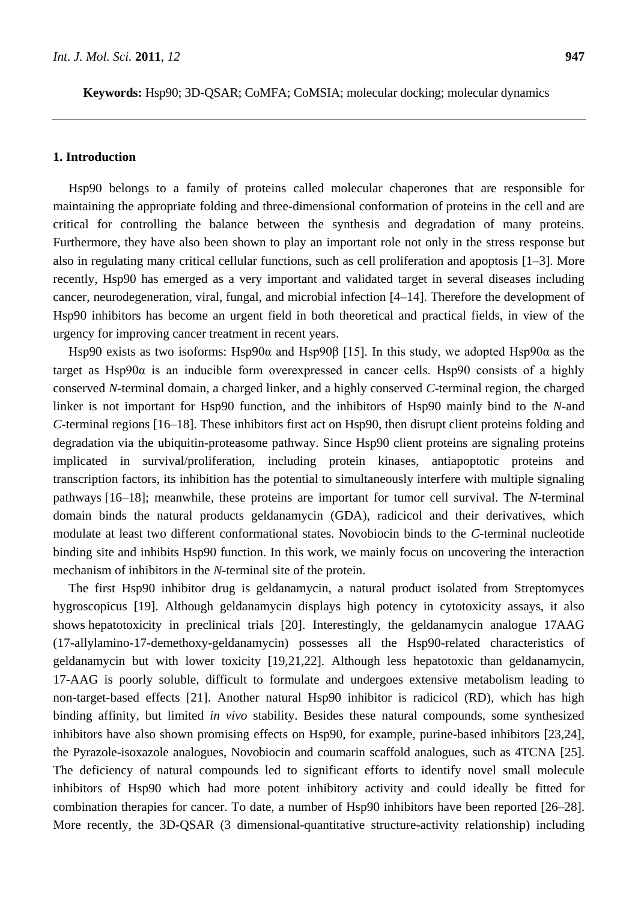**Keywords:** Hsp90; 3D-QSAR; CoMFA; CoMSIA; molecular docking; molecular dynamics

## 1. Introduction

Hsp90 belongs to a family of proteins called molecular chaperones that are responsible for maintaining the appropriate folding and three-dimensional conformation of proteins in the cell and are critical for controlling the balance between the synthesis and degradation of many proteins. Furthermore, they have also been shown to play an important role not only in the stress response but also in regulating many critical cellular functions, such as cell proliferation and apoptosis [1–3]. More recently, Hsp90 has emerged as a very important and validated target in several diseases including cancer, neurodegeneration, viral, fungal, and microbial infection [4–14]. Therefore the development of Hsp90 inhibitors has become an urgent field in both theoretical and practical fields, in view of the urgency for improving cancer treatment in recent years.

Hsp90 exists as two isoforms: Hsp90α and Hsp90β [15]. In this study, we adopted Hsp90α as the target as Hsp90α is an inducible form overexpressed in cancer cells. Hsp90 consists of a highly conserved *N*-terminal domain, a charged linker, and a highly conserved *C*-terminal region, the charged linker is not important for Hsp90 function, and the inhibitors of Hsp90 mainly bind to the *N*-and *C*-terminal regions [16–18]. These inhibitors first act on Hsp90, then disrupt client proteins folding and degradation via the ubiquitin-proteasome pathway. Since Hsp90 client proteins are signaling proteins implicated in survival/proliferation, including protein kinases, antiapoptotic proteins and transcription factors, its inhibition has the potential to simultaneously interfere with multiple signaling pathways [16–18]; meanwhile, these proteins are important for tumor cell survival. The *N*-terminal domain binds the natural products geldanamycin (GDA), radicicol and their derivatives, which modulate at least two different conformational states. Novobiocin binds to the *C*-terminal nucleotide binding site and inhibits Hsp90 function. In this work, we mainly focus on uncovering the interaction mechanism of inhibitors in the *N*-terminal site of the protein.

The first Hsp90 inhibitor drug is geldanamycin, a natural product isolated from Streptomyces hygroscopicus [19]. Although geldanamycin displays high potency in cytotoxicity assays, it also shows hepatotoxicity in preclinical trials [20]. Interestingly, the geldanamycin analogue 17AAG (17-allylamino-17-demethoxy-geldanamycin) possesses all the Hsp90-related characteristics of geldanamycin but with lower toxicity [19,21,22]. Although less hepatotoxic than geldanamycin, 17-AAG is poorly soluble, difficult to formulate and undergoes extensive metabolism leading to non-target-based effects [21]. Another natural Hsp90 inhibitor is radicicol (RD), which has high binding affinity, but limited *in vivo* stability. Besides these natural compounds, some synthesized inhibitors have also shown promising effects on Hsp90, for example, purine-based inhibitors [23,24], the Pyrazole-isoxazole analogues, Novobiocin and coumarin scaffold analogues, such as 4TCNA [25]. The deficiency of natural compounds led to significant efforts to identify novel small molecule inhibitors of Hsp90 which had more potent inhibitory activity and could ideally be fitted for combination therapies for cancer. To date, a number of Hsp90 inhibitors have been reported [26–28]. More recently, the 3D-QSAR (3 dimensional-quantitative structure-activity relationship) including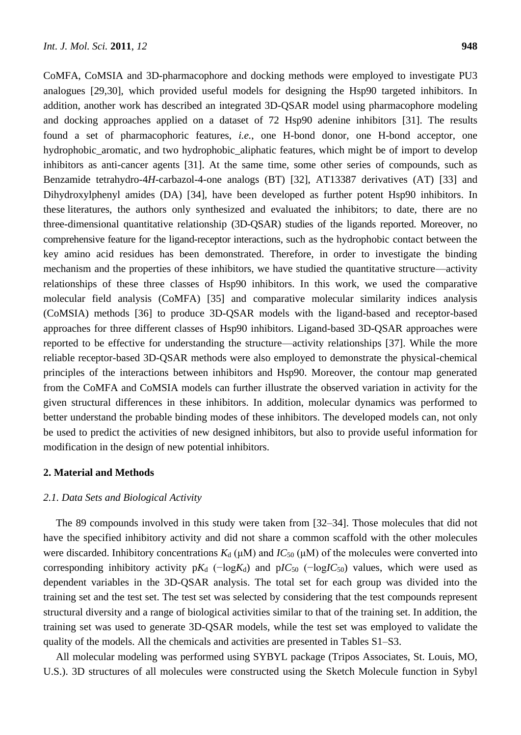CoMFA, CoMSIA and 3D-pharmacophore and docking methods were employed to investigate PU3 analogues [29,30], which provided useful models for designing the Hsp90 targeted inhibitors. In addition, another work has described an integrated 3D-QSAR model using pharmacophore modeling and docking approaches applied on a dataset of 72 Hsp90 adenine inhibitors [31]. The results found a set of pharmacophoric features, *i.e.*, one H-bond donor, one H-bond acceptor, one hydrophobic_aromatic, and two hydrophobic_aliphatic features, which might be of import to develop inhibitors as anti-cancer agents [31]. At the same time, some other series of compounds, such as Benzamide tetrahydro-4*H*-carbazol-4-one analogs (BT) [32], AT13387 derivatives (AT) [33] and Dihydroxylphenyl amides (DA) [34], have been developed as further potent Hsp90 inhibitors. In these literatures, the authors only synthesized and evaluated the inhibitors; to date, there are no three-dimensional quantitative relationship (3D-QSAR) studies of the ligands reported. Moreover, no comprehensive feature for the ligand-receptor interactions, such as the hydrophobic contact between the key amino acid residues has been demonstrated. Therefore, in order to investigate the binding mechanism and the properties of these inhibitors, we have studied the quantitative structure—activity relationships of these three classes of Hsp90 inhibitors. In this work, we used the comparative molecular field analysis (CoMFA) [35] and comparative molecular similarity indices analysis (CoMSIA) methods [36] to produce 3D-QSAR models with the ligand-based and receptor-based approaches for three different classes of Hsp90 inhibitors. Ligand-based 3D-QSAR approaches were reported to be effective for understanding the structure—activity relationships [37]. While the more reliable receptor-based 3D-QSAR methods were also employed to demonstrate the physical-chemical principles of the interactions between inhibitors and Hsp90. Moreover, the contour map generated from the CoMFA and CoMSIA models can further illustrate the observed variation in activity for the given structural differences in these inhibitors. In addition, molecular dynamics was performed to better understand the probable binding modes of these inhibitors. The developed models can, not only be used to predict the activities of new designed inhibitors, but also to provide useful information for modification in the design of new potential inhibitors.

## 2. Material and Methods

### *2.1. Data Sets and Biological Activity*

The 89 compounds involved in this study were taken from [32–34]. Those molecules that did not have the specified inhibitory activity and did not share a common scaffold with the other molecules were discarded. Inhibitory concentrations $K_d$ (μM) and $IC_{50}$ (μM) of the molecules were converted into corresponding inhibitory activity p$K_d$ ($-\log K_d$) and p$IC_{50}$ ($-\log IC_{50}$) values, which were used as dependent variables in the 3D-QSAR analysis. The total set for each group was divided into the training set and the test set. The test set was selected by considering that the test compounds represent structural diversity and a range of biological activities similar to that of the training set. In addition, the training set was used to generate 3D-QSAR models, while the test set was employed to validate the quality of the models. All the chemicals and activities are presented in Tables S1–S3.

All molecular modeling was performed using SYBYL package (Tripos Associates, St. Louis, MO, U.S.). 3D structures of all molecules were constructed using the Sketch Molecule function in Sybyl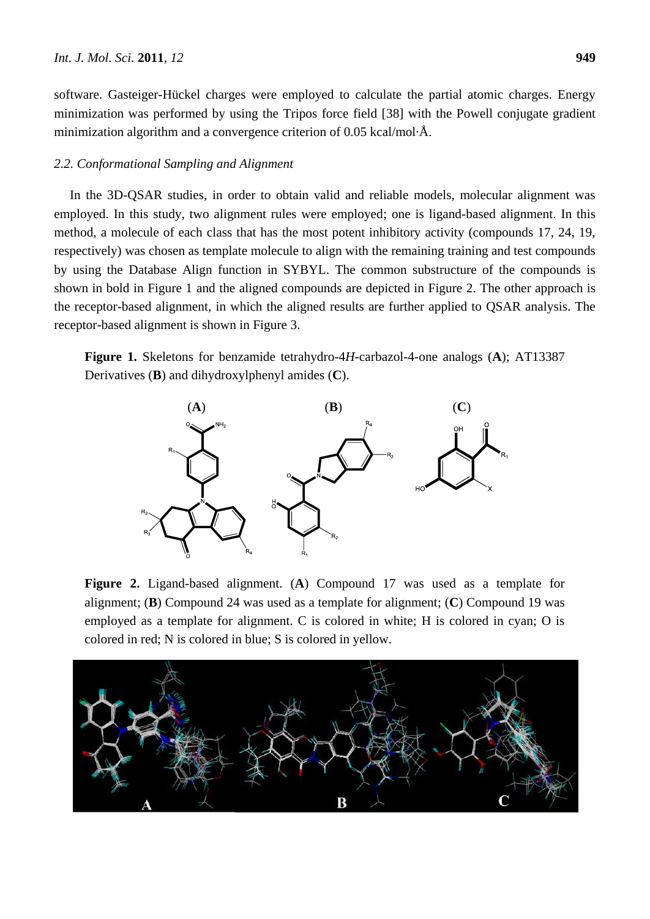software. Gasteiger-Hückel charges were employed to calculate the partial atomic charges. Energy minimization was performed by using the Tripos force field [38] with the Powell conjugate gradient minimization algorithm and a convergence criterion of 0.05 kcal/mol·Å.

### 2.2. Conformational Sampling and Alignment

In the 3D-QSAR studies, in order to obtain valid and reliable models, molecular alignment was employed. In this study, two alignment rules were employed; one is ligand-based alignment. In this method, a molecule of each class that has the most potent inhibitory activity (compounds 17, 24, 19, respectively) was chosen as template molecule to align with the remaining training and test compounds by using the Database Align function in SYBYL. The common substructure of the compounds is shown in bold in Figure 1 and the aligned compounds are depicted in Figure 2. The other approach is the receptor-based alignment, in which the aligned results are further applied to QSAR analysis. The receptor-based alignment is shown in Figure 3.

**Figure 1.** Skeletons for benzamide tetrahydro-4*H*-carbazol-4-one analogs (**A**); AT13387 Derivatives (**B**) and dihydroxylphenyl amides (**C**).

(A)

(B)

(C)

**Figure 2.** Ligand-based alignment. (**A**) Compound 17 was used as a template for alignment; (**B**) Compound 24 was used as a template for alignment; (**C**) Compound 19 was employed as a template for alignment. C is colored in white; H is colored in cyan; O is colored in red; N is colored in blue; S is colored in yellow.

A

B

C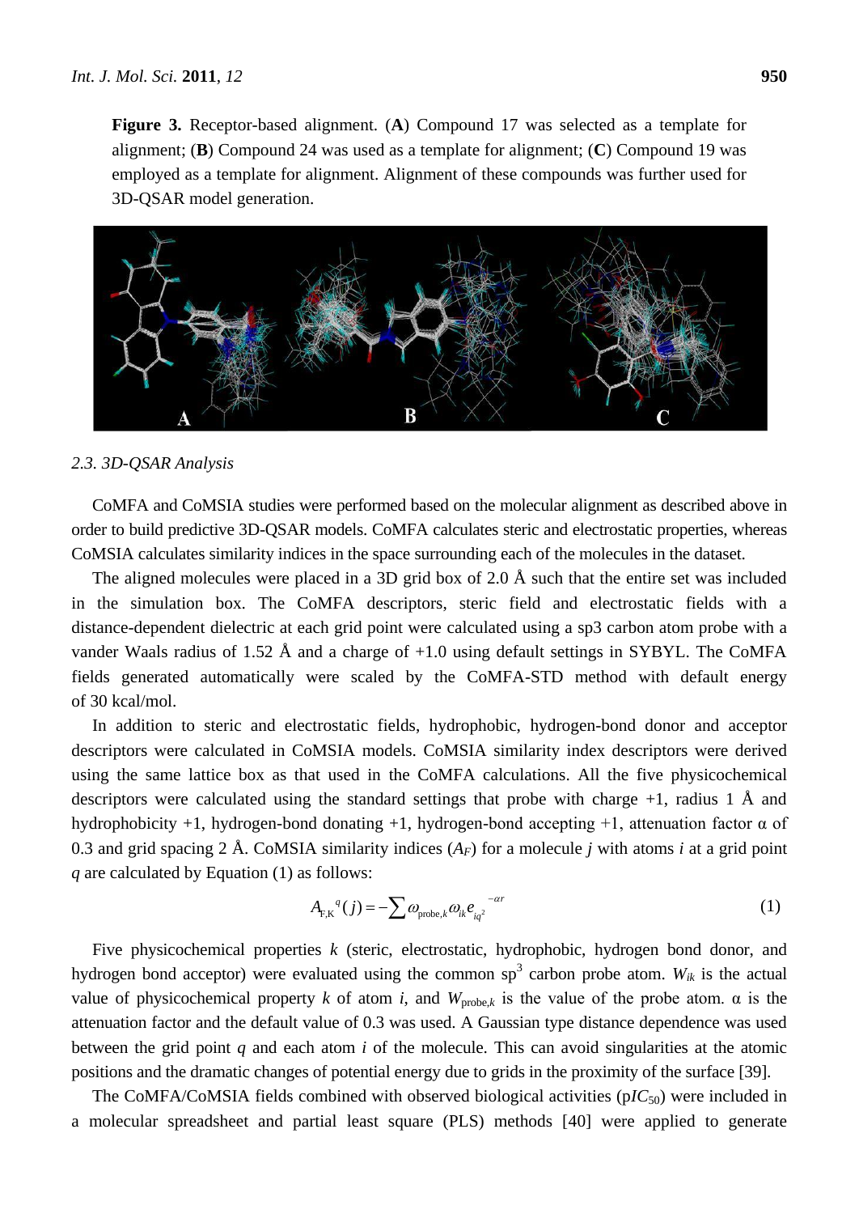**Figure 3.** Receptor-based alignment. (**A**) Compound 17 was selected as a template for alignment; (**B**) Compound 24 was used as a template for alignment; (**C**) Compound 19 was employed as a template for alignment. Alignment of these compounds was further used for 3D-QSAR model generation.

### *2.3. 3D-QSAR Analysis*

CoMFA and CoMSIA studies were performed based on the molecular alignment as described above in order to build predictive 3D-QSAR models. CoMFA calculates steric and electrostatic properties, whereas CoMSIA calculates similarity indices in the space surrounding each of the molecules in the dataset.

The aligned molecules were placed in a 3D grid box of 2.0 Å such that the entire set was included in the simulation box. The CoMFA descriptors, steric field and electrostatic fields with a distance-dependent dielectric at each grid point were calculated using a sp3 carbon atom probe with a vander Waals radius of 1.52 Å and a charge of +1.0 using default settings in SYBYL. The CoMFA fields generated automatically were scaled by the CoMFA-STD method with default energy of 30 kcal/mol.

In addition to steric and electrostatic fields, hydrophobic, hydrogen-bond donor and acceptor descriptors were calculated in CoMSIA models. CoMSIA similarity index descriptors were derived using the same lattice box as that used in the CoMFA calculations. All the five physicochemical descriptors were calculated using the standard settings that probe with charge +1, radius 1 Å and hydrophobicity +1, hydrogen-bond donating +1, hydrogen-bond accepting +1, attenuation factor α of 0.3 and grid spacing 2 Å. CoMSIA similarity indices ($A_F$) for a molecule $j$ with atoms $i$ at a grid point $q$ are calculated by Equation (1) as follows:

$$A_{\mathrm{F,K}}{}^{q}(j) = -\sum \omega_{\mathrm{probe},k}\,\omega_{ik}\,e_{iq^2}^{-\alpha r} \tag{1}$$

Five physicochemical properties $k$ (steric, electrostatic, hydrophobic, hydrogen bond donor, and hydrogen bond acceptor) were evaluated using the common $sp^3$ carbon probe atom. $W_{ik}$ is the actual value of physicochemical property $k$ of atom $i$, and $W_{\mathrm{probe},k}$ is the value of the probe atom. α is the attenuation factor and the default value of 0.3 was used. A Gaussian type distance dependence was used between the grid point $q$ and each atom $i$ of the molecule. This can avoid singularities at the atomic positions and the dramatic changes of potential energy due to grids in the proximity of the surface [39].

The CoMFA/CoMSIA fields combined with observed biological activities (p$IC_{50}$) were included in a molecular spreadsheet and partial least square (PLS) methods [40] were applied to generate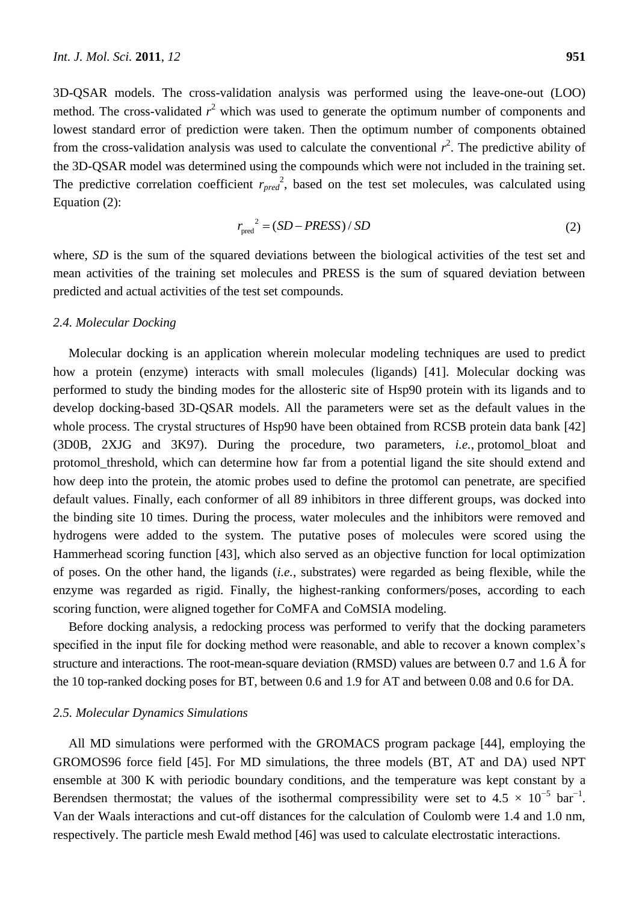3D-QSAR models. The cross-validation analysis was performed using the leave-one-out (LOO) method. The cross-validated $r^2$ which was used to generate the optimum number of components and lowest standard error of prediction were taken. Then the optimum number of components obtained from the cross-validation analysis was used to calculate the conventional $r^2$. The predictive ability of the 3D-QSAR model was determined using the compounds which were not included in the training set. The predictive correlation coefficient $r_{pred}^2$, based on the test set molecules, was calculated using Equation (2):

$$r_{\text{pred}}^{\ 2} = (SD - PRESS) / SD \tag{2}$$

where, *SD* is the sum of the squared deviations between the biological activities of the test set and mean activities of the training set molecules and PRESS is the sum of squared deviation between predicted and actual activities of the test set compounds.

### *2.4. Molecular Docking*

Molecular docking is an application wherein molecular modeling techniques are used to predict how a protein (enzyme) interacts with small molecules (ligands) [41]. Molecular docking was performed to study the binding modes for the allosteric site of Hsp90 protein with its ligands and to develop docking-based 3D-QSAR models. All the parameters were set as the default values in the whole process. The crystal structures of Hsp90 have been obtained from RCSB protein data bank [42] (3D0B, 2XJG and 3K97). During the procedure, two parameters, *i.e.,* protomol_bloat and protomol_threshold, which can determine how far from a potential ligand the site should extend and how deep into the protein, the atomic probes used to define the protomol can penetrate, are specified default values. Finally, each conformer of all 89 inhibitors in three different groups, was docked into the binding site 10 times. During the process, water molecules and the inhibitors were removed and hydrogens were added to the system. The putative poses of molecules were scored using the Hammerhead scoring function [43], which also served as an objective function for local optimization of poses. On the other hand, the ligands (*i.e.,* substrates) were regarded as being flexible, while the enzyme was regarded as rigid. Finally, the highest-ranking conformers/poses, according to each scoring function, were aligned together for CoMFA and CoMSIA modeling.

Before docking analysis, a redocking process was performed to verify that the docking parameters specified in the input file for docking method were reasonable, and able to recover a known complex's structure and interactions. The root-mean-square deviation (RMSD) values are between 0.7 and 1.6 Å for the 10 top-ranked docking poses for BT, between 0.6 and 1.9 for AT and between 0.08 and 0.6 for DA.

### *2.5. Molecular Dynamics Simulations*

All MD simulations were performed with the GROMACS program package [44], employing the GROMOS96 force field [45]. For MD simulations, the three models (BT, AT and DA) used NPT ensemble at 300 K with periodic boundary conditions, and the temperature was kept constant by a Berendsen thermostat; the values of the isothermal compressibility were set to $4.5 \times 10^{-5}$ bar$^{-1}$. Van der Waals interactions and cut-off distances for the calculation of Coulomb were 1.4 and 1.0 nm, respectively. The particle mesh Ewald method [46] was used to calculate electrostatic interactions.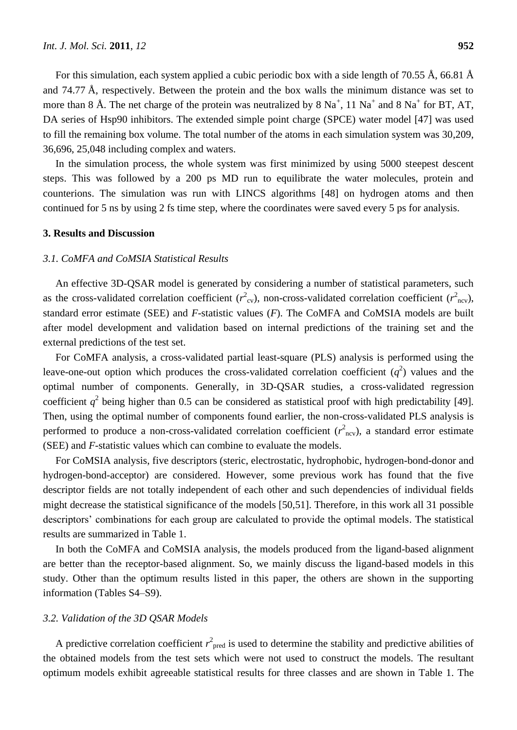For this simulation, each system applied a cubic periodic box with a side length of 70.55 Å, 66.81 Å and 74.77 Å, respectively. Between the protein and the box walls the minimum distance was set to more than 8 Å. The net charge of the protein was neutralized by 8 $Na^+$, 11 $Na^+$ and 8 $Na^+$ for BT, AT, DA series of Hsp90 inhibitors. The extended simple point charge (SPCE) water model [47] was used to fill the remaining box volume. The total number of the atoms in each simulation system was 30,209, 36,696, 25,048 including complex and waters.

In the simulation process, the whole system was first minimized by using 5000 steepest descent steps. This was followed by a 200 ps MD run to equilibrate the water molecules, protein and counterions. The simulation was run with LINCS algorithms [48] on hydrogen atoms and then continued for 5 ns by using 2 fs time step, where the coordinates were saved every 5 ps for analysis.

## 3. Results and Discussion

### *3.1. CoMFA and CoMSIA Statistical Results*

An effective 3D-QSAR model is generated by considering a number of statistical parameters, such as the cross-validated correlation coefficient ($r^2_{cv}$), non-cross-validated correlation coefficient ($r^2_{ncv}$), standard error estimate (SEE) and *F*-statistic values (*F*). The CoMFA and CoMSIA models are built after model development and validation based on internal predictions of the training set and the external predictions of the test set.

For CoMFA analysis, a cross-validated partial least-square (PLS) analysis is performed using the leave-one-out option which produces the cross-validated correlation coefficient ($q^2$) values and the optimal number of components. Generally, in 3D-QSAR studies, a cross-validated regression coefficient $q^2$ being higher than 0.5 can be considered as statistical proof with high predictability [49]. Then, using the optimal number of components found earlier, the non-cross-validated PLS analysis is performed to produce a non-cross-validated correlation coefficient ($r^2_{ncv}$), a standard error estimate (SEE) and *F*-statistic values which can combine to evaluate the models.

For CoMSIA analysis, five descriptors (steric, electrostatic, hydrophobic, hydrogen-bond-donor and hydrogen-bond-acceptor) are considered. However, some previous work has found that the five descriptor fields are not totally independent of each other and such dependencies of individual fields might decrease the statistical significance of the models [50,51]. Therefore, in this work all 31 possible descriptors' combinations for each group are calculated to provide the optimal models. The statistical results are summarized in Table 1.

In both the CoMFA and CoMSIA analysis, the models produced from the ligand-based alignment are better than the receptor-based alignment. So, we mainly discuss the ligand-based models in this study. Other than the optimum results listed in this paper, the others are shown in the supporting information (Tables S4–S9).

### *3.2. Validation of the 3D QSAR Models*

A predictive correlation coefficient $r^2_{pred}$ is used to determine the stability and predictive abilities of the obtained models from the test sets which were not used to construct the models. The resultant optimum models exhibit agreeable statistical results for three classes and are shown in Table 1. The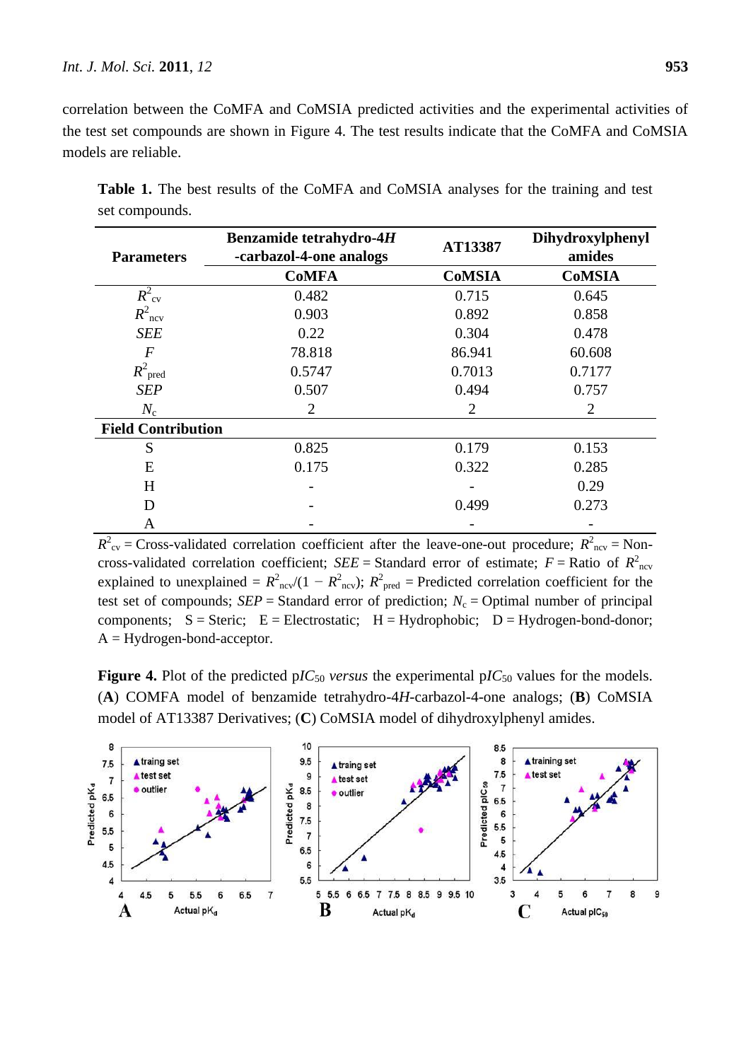correlation between the CoMFA and CoMSIA predicted activities and the experimental activities of the test set compounds are shown in Figure 4. The test results indicate that the CoMFA and CoMSIA models are reliable.

**Table 1.** The best results of the CoMFA and CoMSIA analyses for the training and test set compounds.

| Parameters | Benzamide tetrahydro-4*H*-carbazol-4-one analogs | AT13387 | Dihydroxylphenyl amides |
|---|---|---|---|
| | **CoMFA** | **CoMSIA** | **CoMSIA** |
| $R^2_{cv}$ | 0.482 | 0.715 | 0.645 |
| $R^2_{ncv}$ | 0.903 | 0.892 | 0.858 |
| *SEE* | 0.22 | 0.304 | 0.478 |
| *F* | 78.818 | 86.941 | 60.608 |
| $R^2_{pred}$ | 0.5747 | 0.7013 | 0.7177 |
| *SEP* | 0.507 | 0.494 | 0.757 |
| $N_c$ | 2 | 2 | 2 |
| **Field Contribution** | | | |
| S | 0.825 | 0.179 | 0.153 |
| E | 0.175 | 0.322 | 0.285 |
| H | - | - | 0.29 |
| D | - | 0.499 | 0.273 |
| A | - | - | - |

$R^2_{cv}$ = Cross-validated correlation coefficient after the leave-one-out procedure; $R^2_{ncv}$ = Non-cross-validated correlation coefficient; *SEE* = Standard error of estimate; *F* = Ratio of $R^2_{ncv}$ explained to unexplained = $R^2_{ncv}/(1 - R^2_{ncv})$; $R^2_{pred}$ = Predicted correlation coefficient for the test set of compounds; *SEP* = Standard error of prediction; $N_c$ = Optimal number of principal components; S = Steric; E = Electrostatic; H = Hydrophobic; D = Hydrogen-bond-donor; A = Hydrogen-bond-acceptor.

**Figure 4.** Plot of the predicted p$IC_{50}$ *versus* the experimental p$IC_{50}$ values for the models. (**A**) COMFA model of benzamide tetrahydro-4*H*-carbazol-4-one analogs; (**B**) CoMSIA model of AT13387 Derivatives; (**C**) CoMSIA model of dihydroxylphenyl amides.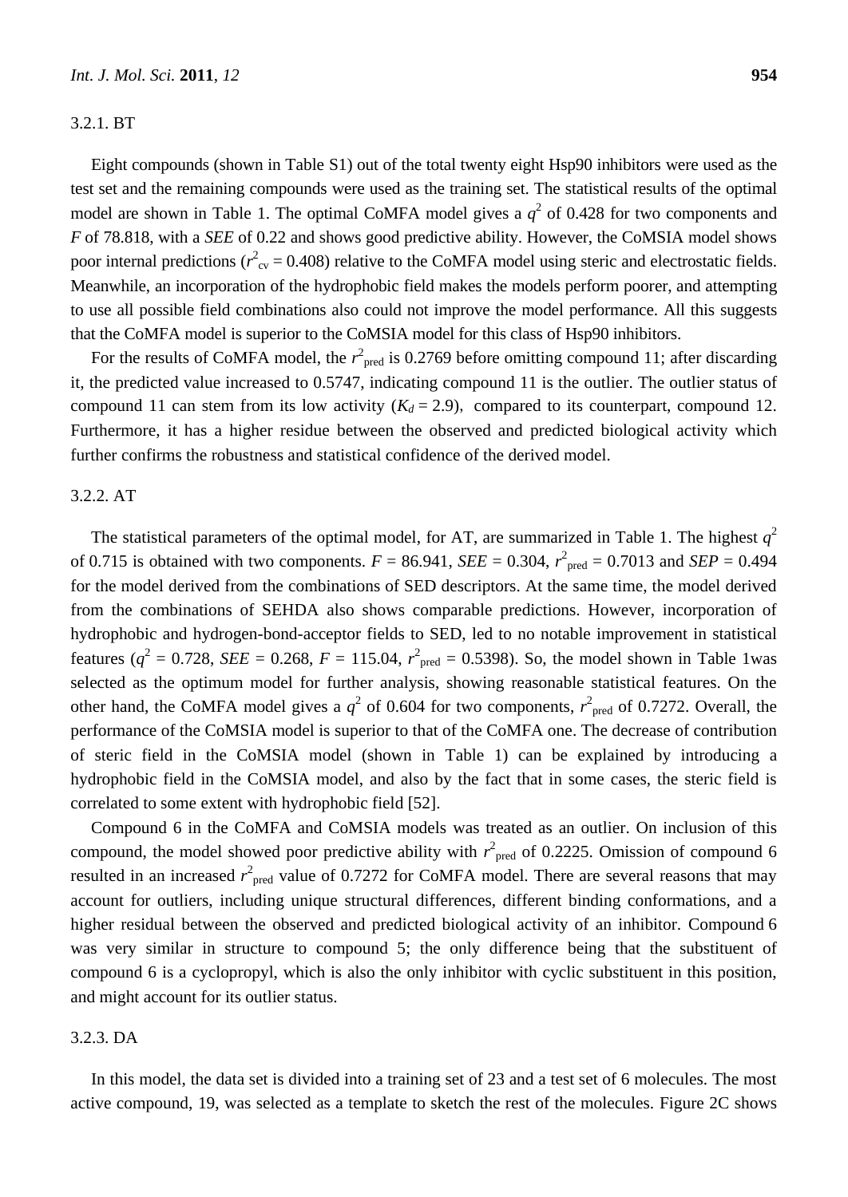#### 3.2.1. BT

Eight compounds (shown in Table S1) out of the total twenty eight Hsp90 inhibitors were used as the test set and the remaining compounds were used as the training set. The statistical results of the optimal model are shown in Table 1. The optimal CoMFA model gives a $q^2$ of 0.428 for two components and *F* of 78.818, with a *SEE* of 0.22 and shows good predictive ability. However, the CoMSIA model shows poor internal predictions ($r^2_{cv}$ = 0.408) relative to the CoMFA model using steric and electrostatic fields. Meanwhile, an incorporation of the hydrophobic field makes the models perform poorer, and attempting to use all possible field combinations also could not improve the model performance. All this suggests that the CoMFA model is superior to the CoMSIA model for this class of Hsp90 inhibitors.

For the results of CoMFA model, the $r^2_{pred}$ is 0.2769 before omitting compound 11; after discarding it, the predicted value increased to 0.5747, indicating compound 11 is the outlier. The outlier status of compound 11 can stem from its low activity ($K_d$ = 2.9), compared to its counterpart, compound 12. Furthermore, it has a higher residue between the observed and predicted biological activity which further confirms the robustness and statistical confidence of the derived model.

#### 3.2.2. AT

The statistical parameters of the optimal model, for AT, are summarized in Table 1. The highest $q^2$ of 0.715 is obtained with two components. *F* = 86.941, *SEE* = 0.304, $r^2_{pred}$ = 0.7013 and *SEP* = 0.494 for the model derived from the combinations of SED descriptors. At the same time, the model derived from the combinations of SEHDA also shows comparable predictions. However, incorporation of hydrophobic and hydrogen-bond-acceptor fields to SED, led to no notable improvement in statistical features ($q^2$ = 0.728, *SEE* = 0.268, *F* = 115.04, $r^2_{pred}$ = 0.5398). So, the model shown in Table 1was selected as the optimum model for further analysis, showing reasonable statistical features. On the other hand, the CoMFA model gives a $q^2$ of 0.604 for two components, $r^2_{pred}$ of 0.7272. Overall, the performance of the CoMSIA model is superior to that of the CoMFA one. The decrease of contribution of steric field in the CoMSIA model (shown in Table 1) can be explained by introducing a hydrophobic field in the CoMSIA model, and also by the fact that in some cases, the steric field is correlated to some extent with hydrophobic field [52].

Compound 6 in the CoMFA and CoMSIA models was treated as an outlier. On inclusion of this compound, the model showed poor predictive ability with $r^2_{pred}$ of 0.2225. Omission of compound 6 resulted in an increased $r^2_{pred}$ value of 0.7272 for CoMFA model. There are several reasons that may account for outliers, including unique structural differences, different binding conformations, and a higher residual between the observed and predicted biological activity of an inhibitor. Compound 6 was very similar in structure to compound 5; the only difference being that the substituent of compound 6 is a cyclopropyl, which is also the only inhibitor with cyclic substituent in this position, and might account for its outlier status.

#### 3.2.3. DA

In this model, the data set is divided into a training set of 23 and a test set of 6 molecules. The most active compound, 19, was selected as a template to sketch the rest of the molecules. Figure 2C shows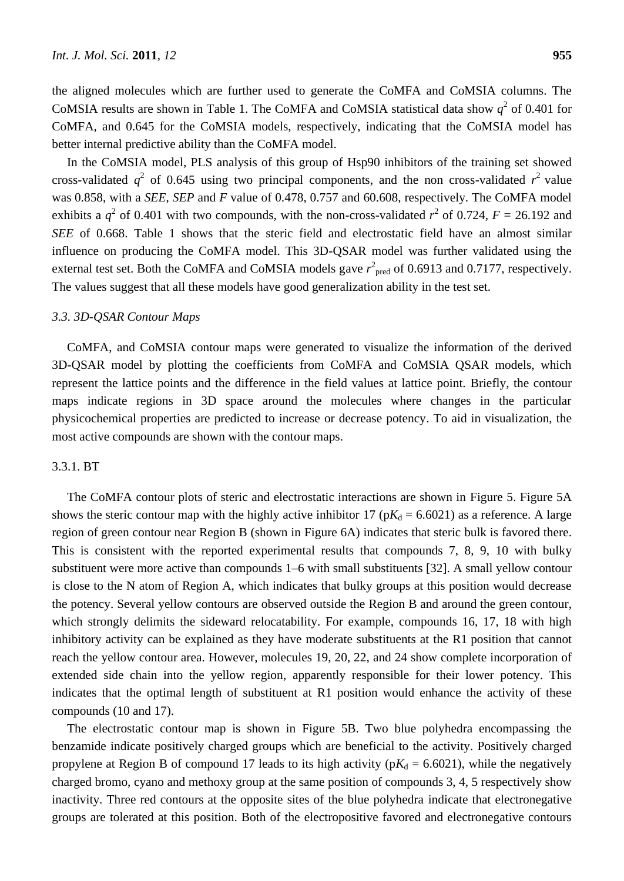the aligned molecules which are further used to generate the CoMFA and CoMSIA columns. The CoMSIA results are shown in Table 1. The CoMFA and CoMSIA statistical data show $q^2$ of 0.401 for CoMFA, and 0.645 for the CoMSIA models, respectively, indicating that the CoMSIA model has better internal predictive ability than the CoMFA model.

In the CoMSIA model, PLS analysis of this group of Hsp90 inhibitors of the training set showed cross-validated $q^2$ of 0.645 using two principal components, and the non cross-validated $r^2$ value was 0.858, with a *SEE*, *SEP* and *F* value of 0.478, 0.757 and 60.608, respectively. The CoMFA model exhibits a $q^2$ of 0.401 with two compounds, with the non-cross-validated $r^2$ of 0.724, $F$ = 26.192 and *SEE* of 0.668. Table 1 shows that the steric field and electrostatic field have an almost similar influence on producing the CoMFA model. This 3D-QSAR model was further validated using the external test set. Both the CoMFA and CoMSIA models gave $r^2_{pred}$ of 0.6913 and 0.7177, respectively. The values suggest that all these models have good generalization ability in the test set.

### *3.3. 3D-QSAR Contour Maps*

CoMFA, and CoMSIA contour maps were generated to visualize the information of the derived 3D-QSAR model by plotting the coefficients from CoMFA and CoMSIA QSAR models, which represent the lattice points and the difference in the field values at lattice point. Briefly, the contour maps indicate regions in 3D space around the molecules where changes in the particular physicochemical properties are predicted to increase or decrease potency. To aid in visualization, the most active compounds are shown with the contour maps.

#### 3.3.1. BT

The CoMFA contour plots of steric and electrostatic interactions are shown in Figure 5. Figure 5A shows the steric contour map with the highly active inhibitor 17 (p$K_d$ = 6.6021) as a reference. A large region of green contour near Region B (shown in Figure 6A) indicates that steric bulk is favored there. This is consistent with the reported experimental results that compounds 7, 8, 9, 10 with bulky substituent were more active than compounds 1–6 with small substituents [32]. A small yellow contour is close to the N atom of Region A, which indicates that bulky groups at this position would decrease the potency. Several yellow contours are observed outside the Region B and around the green contour, which strongly delimits the sideward relocatability. For example, compounds 16, 17, 18 with high inhibitory activity can be explained as they have moderate substituents at the R1 position that cannot reach the yellow contour area. However, molecules 19, 20, 22, and 24 show complete incorporation of extended side chain into the yellow region, apparently responsible for their lower potency. This indicates that the optimal length of substituent at R1 position would enhance the activity of these compounds (10 and 17).

The electrostatic contour map is shown in Figure 5B. Two blue polyhedra encompassing the benzamide indicate positively charged groups which are beneficial to the activity. Positively charged propylene at Region B of compound 17 leads to its high activity (p$K_d$ = 6.6021), while the negatively charged bromo, cyano and methoxy group at the same position of compounds 3, 4, 5 respectively show inactivity. Three red contours at the opposite sites of the blue polyhedra indicate that electronegative groups are tolerated at this position. Both of the electropositive favored and electronegative contours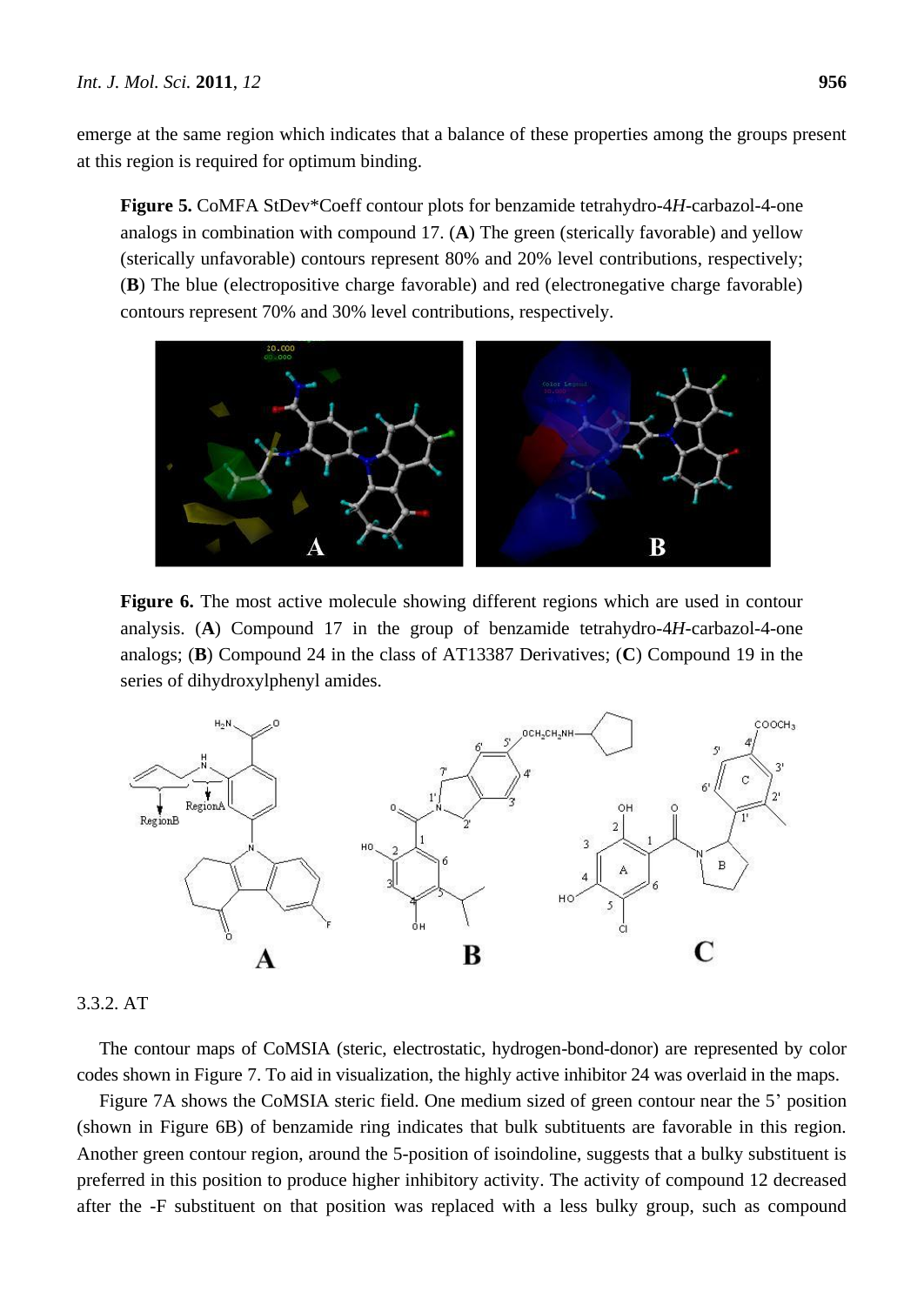emerge at the same region which indicates that a balance of these properties among the groups present at this region is required for optimum binding.

**Figure 5.** CoMFA StDev*Coeff contour plots for benzamide tetrahydro-4*H*-carbazol-4-one analogs in combination with compound 17. (**A**) The green (sterically favorable) and yellow (sterically unfavorable) contours represent 80% and 20% level contributions, respectively; (**B**) The blue (electropositive charge favorable) and red (electronegative charge favorable) contours represent 70% and 30% level contributions, respectively.

A

B

**Figure 6.** The most active molecule showing different regions which are used in contour analysis. (**A**) Compound 17 in the group of benzamide tetrahydro-4*H*-carbazol-4-one analogs; (**B**) Compound 24 in the class of AT13387 Derivatives; (**C**) Compound 19 in the series of dihydroxylphenyl amides.

A

B

C

3.3.2. AT

The contour maps of CoMSIA (steric, electrostatic, hydrogen-bond-donor) are represented by color codes shown in Figure 7. To aid in visualization, the highly active inhibitor 24 was overlaid in the maps.

Figure 7A shows the CoMSIA steric field. One medium sized of green contour near the 5' position (shown in Figure 6B) of benzamide ring indicates that bulk subtituents are favorable in this region. Another green contour region, around the 5-position of isoindoline, suggests that a bulky substituent is preferred in this position to produce higher inhibitory activity. The activity of compound 12 decreased after the -F substituent on that position was replaced with a less bulky group, such as compound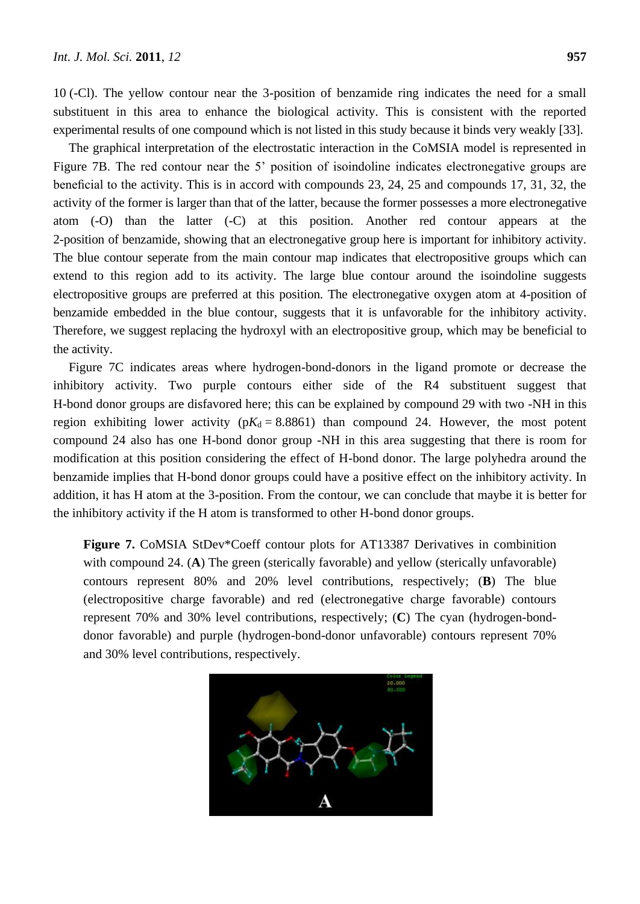10 (-Cl). The yellow contour near the 3-position of benzamide ring indicates the need for a small substituent in this area to enhance the biological activity. This is consistent with the reported experimental results of one compound which is not listed in this study because it binds very weakly [33].

The graphical interpretation of the electrostatic interaction in the CoMSIA model is represented in Figure 7B. The red contour near the 5' position of isoindoline indicates electronegative groups are beneficial to the activity. This is in accord with compounds 23, 24, 25 and compounds 17, 31, 32, the activity of the former is larger than that of the latter, because the former possesses a more electronegative atom (-O) than the latter (-C) at this position. Another red contour appears at the 2-position of benzamide, showing that an electronegative group here is important for inhibitory activity. The blue contour seperate from the main contour map indicates that electropositive groups which can extend to this region add to its activity. The large blue contour around the isoindoline suggests electropositive groups are preferred at this position. The electronegative oxygen atom at 4-position of benzamide embedded in the blue contour, suggests that it is unfavorable for the inhibitory activity. Therefore, we suggest replacing the hydroxyl with an electropositive group, which may be beneficial to the activity.

Figure 7C indicates areas where hydrogen-bond-donors in the ligand promote or decrease the inhibitory activity. Two purple contours either side of the R4 substituent suggest that H-bond donor groups are disfavored here; this can be explained by compound 29 with two -NH in this region exhibiting lower activity ($pK_d = 8.8861$) than compound 24. However, the most potent compound 24 also has one H-bond donor group -NH in this area suggesting that there is room for modification at this position considering the effect of H-bond donor. The large polyhedra around the benzamide implies that H-bond donor groups could have a positive effect on the inhibitory activity. In addition, it has H atom at the 3-position. From the contour, we can conclude that maybe it is better for the inhibitory activity if the H atom is transformed to other H-bond donor groups.

**Figure 7.** CoMSIA StDev*Coeff contour plots for AT13387 Derivatives in combinition with compound 24. (**A**) The green (sterically favorable) and yellow (sterically unfavorable) contours represent 80% and 20% level contributions, respectively; (**B**) The blue (electropositive charge favorable) and red (electronegative charge favorable) contours represent 70% and 30% level contributions, respectively; (**C**) The cyan (hydrogen-bond-donor favorable) and purple (hydrogen-bond-donor unfavorable) contours represent 70% and 30% level contributions, respectively.

Color Legend
20.000
80.000

A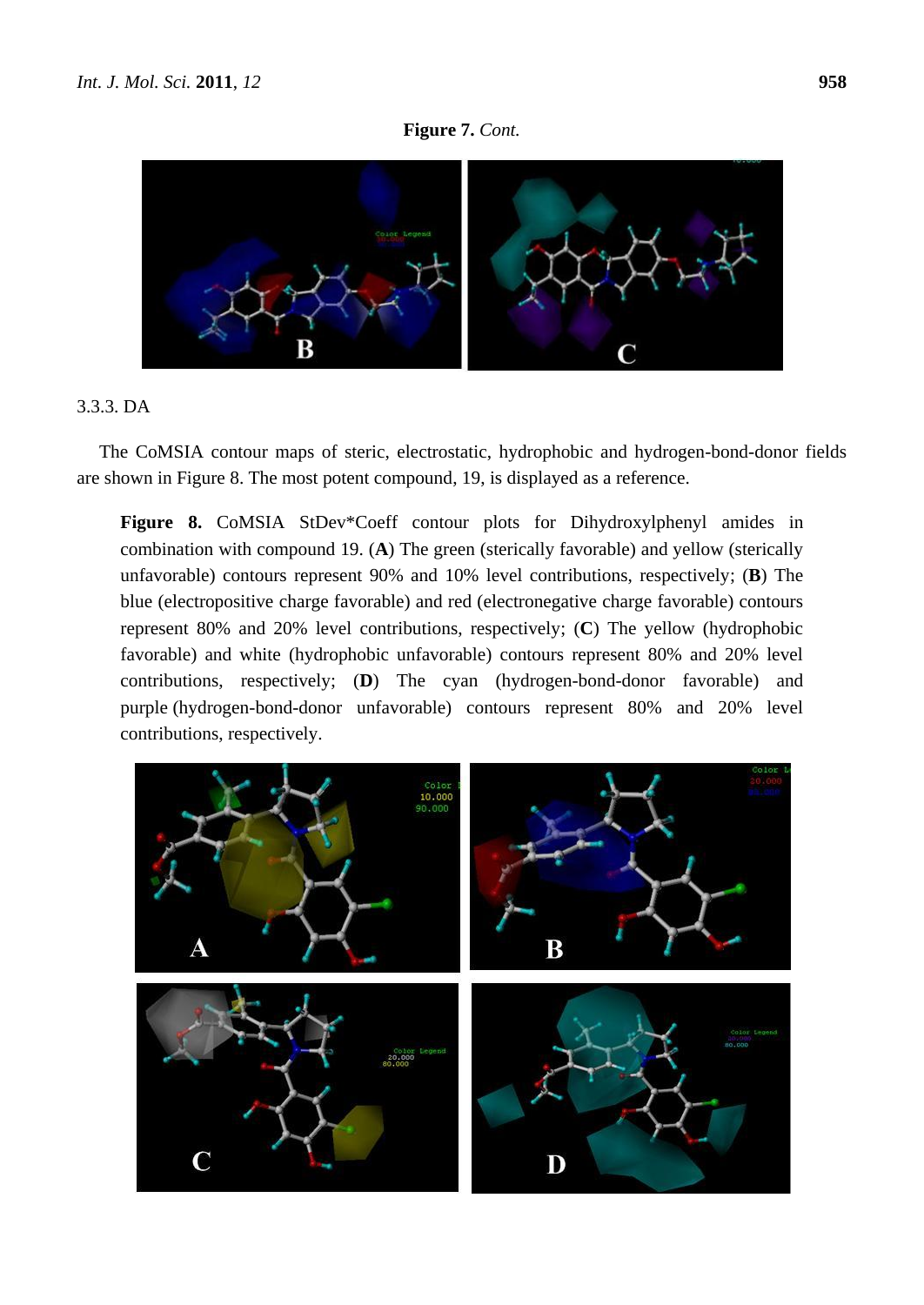**Figure 7.** *Cont.*

3.3.3. DA

The CoMSIA contour maps of steric, electrostatic, hydrophobic and hydrogen-bond-donor fields are shown in Figure 8. The most potent compound, 19, is displayed as a reference.

**Figure 8.** CoMSIA StDev*Coeff contour plots for Dihydroxylphenyl amides in combination with compound 19. (**A**) The green (sterically favorable) and yellow (sterically unfavorable) contours represent 90% and 10% level contributions, respectively; (**B**) The blue (electropositive charge favorable) and red (electronegative charge favorable) contours represent 80% and 20% level contributions, respectively; (**C**) The yellow (hydrophobic favorable) and white (hydrophobic unfavorable) contours represent 80% and 20% level contributions, respectively; (**D**) The cyan (hydrogen-bond-donor favorable) and purple (hydrogen-bond-donor unfavorable) contours represent 80% and 20% level contributions, respectively.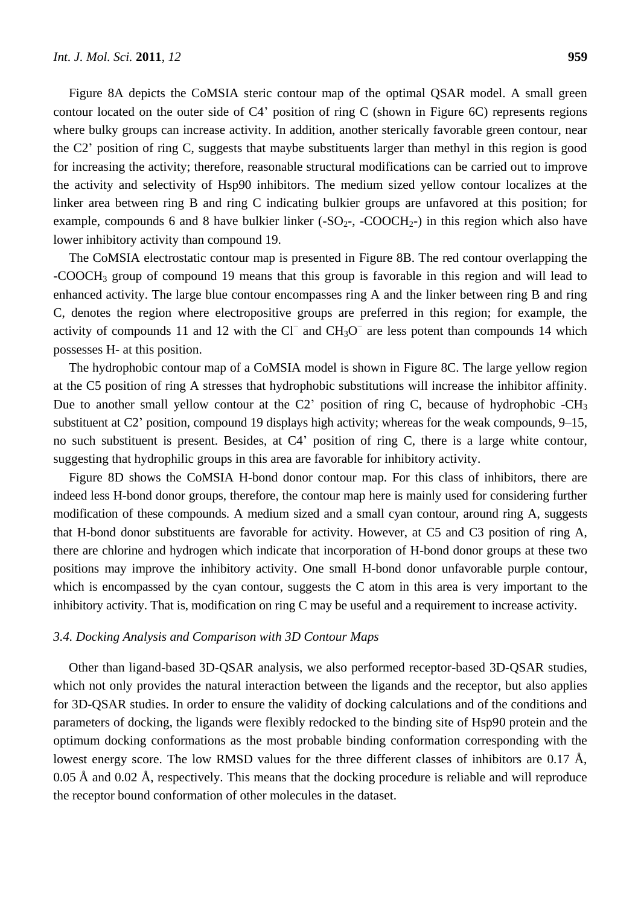Figure 8A depicts the CoMSIA steric contour map of the optimal QSAR model. A small green contour located on the outer side of C4' position of ring C (shown in Figure 6C) represents regions where bulky groups can increase activity. In addition, another sterically favorable green contour, near the C2' position of ring C, suggests that maybe substituents larger than methyl in this region is good for increasing the activity; therefore, reasonable structural modifications can be carried out to improve the activity and selectivity of Hsp90 inhibitors. The medium sized yellow contour localizes at the linker area between ring B and ring C indicating bulkier groups are unfavored at this position; for example, compounds 6 and 8 have bulkier linker (-$SO_2$-, -$COOCH_2$-) in this region which also have lower inhibitory activity than compound 19.

The CoMSIA electrostatic contour map is presented in Figure 8B. The red contour overlapping the -$COOCH_3$ group of compound 19 means that this group is favorable in this region and will lead to enhanced activity. The large blue contour encompasses ring A and the linker between ring B and ring C, denotes the region where electropositive groups are preferred in this region; for example, the activity of compounds 11 and 12 with the $Cl^-$ and $CH_3O^-$ are less potent than compounds 14 which possesses H- at this position.

The hydrophobic contour map of a CoMSIA model is shown in Figure 8C. The large yellow region at the C5 position of ring A stresses that hydrophobic substitutions will increase the inhibitor affinity. Due to another small yellow contour at the C2' position of ring C, because of hydrophobic -$CH_3$ substituent at C2' position, compound 19 displays high activity; whereas for the weak compounds, 9–15, no such substituent is present. Besides, at C4' position of ring C, there is a large white contour, suggesting that hydrophilic groups in this area are favorable for inhibitory activity.

Figure 8D shows the CoMSIA H-bond donor contour map. For this class of inhibitors, there are indeed less H-bond donor groups, therefore, the contour map here is mainly used for considering further modification of these compounds. A medium sized and a small cyan contour, around ring A, suggests that H-bond donor substituents are favorable for activity. However, at C5 and C3 position of ring A, there are chlorine and hydrogen which indicate that incorporation of H-bond donor groups at these two positions may improve the inhibitory activity. One small H-bond donor unfavorable purple contour, which is encompassed by the cyan contour, suggests the C atom in this area is very important to the inhibitory activity. That is, modification on ring C may be useful and a requirement to increase activity.

### 3.4. Docking Analysis and Comparison with 3D Contour Maps

Other than ligand-based 3D-QSAR analysis, we also performed receptor-based 3D-QSAR studies, which not only provides the natural interaction between the ligands and the receptor, but also applies for 3D-QSAR studies. In order to ensure the validity of docking calculations and of the conditions and parameters of docking, the ligands were flexibly redocked to the binding site of Hsp90 protein and the optimum docking conformations as the most probable binding conformation corresponding with the lowest energy score. The low RMSD values for the three different classes of inhibitors are 0.17 Å, 0.05 Å and 0.02 Å, respectively. This means that the docking procedure is reliable and will reproduce the receptor bound conformation of other molecules in the dataset.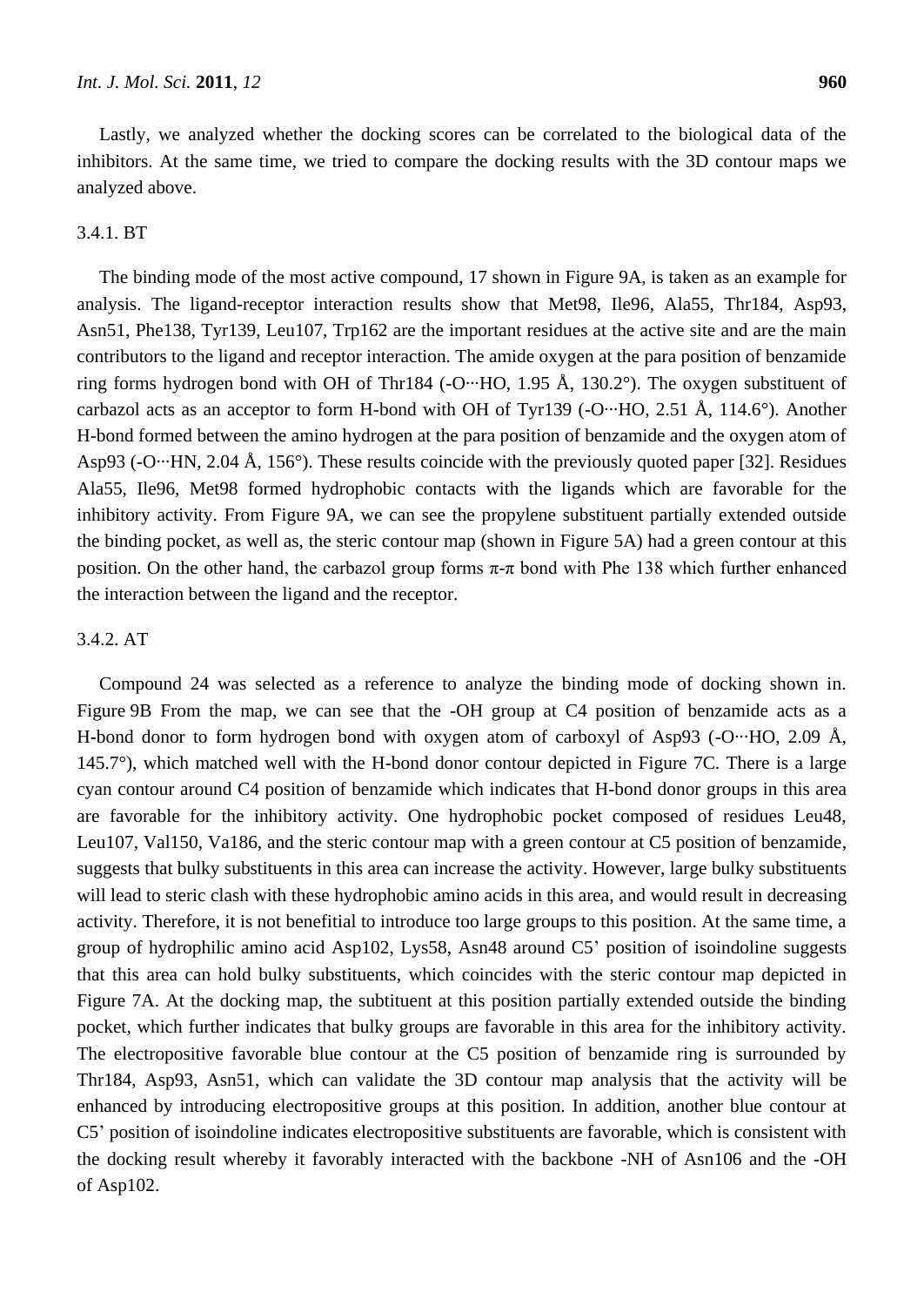Lastly, we analyzed whether the docking scores can be correlated to the biological data of the inhibitors. At the same time, we tried to compare the docking results with the 3D contour maps we analyzed above.

### 3.4.1. BT

The binding mode of the most active compound, 17 shown in Figure 9A, is taken as an example for analysis. The ligand-receptor interaction results show that Met98, Ile96, Ala55, Thr184, Asp93, Asn51, Phe138, Tyr139, Leu107, Trp162 are the important residues at the active site and are the main contributors to the ligand and receptor interaction. The amide oxygen at the para position of benzamide ring forms hydrogen bond with OH of Thr184 (-O···HO, 1.95 Å, 130.2°). The oxygen substituent of carbazol acts as an acceptor to form H-bond with OH of Tyr139 (-O···HO, 2.51 Å, 114.6°). Another H-bond formed between the amino hydrogen at the para position of benzamide and the oxygen atom of Asp93 (-O···HN, 2.04 Å, 156°). These results coincide with the previously quoted paper [32]. Residues Ala55, Ile96, Met98 formed hydrophobic contacts with the ligands which are favorable for the inhibitory activity. From Figure 9A, we can see the propylene substituent partially extended outside the binding pocket, as well as, the steric contour map (shown in Figure 5A) had a green contour at this position. On the other hand, the carbazol group forms π-π bond with Phe 138 which further enhanced the interaction between the ligand and the receptor.

### 3.4.2. AT

Compound 24 was selected as a reference to analyze the binding mode of docking shown in. Figure 9B From the map, we can see that the -OH group at C4 position of benzamide acts as a H-bond donor to form hydrogen bond with oxygen atom of carboxyl of Asp93 (-O···HO, 2.09 Å, 145.7°), which matched well with the H-bond donor contour depicted in Figure 7C. There is a large cyan contour around C4 position of benzamide which indicates that H-bond donor groups in this area are favorable for the inhibitory activity. One hydrophobic pocket composed of residues Leu48, Leu107, Val150, Va186, and the steric contour map with a green contour at C5 position of benzamide, suggests that bulky substituents in this area can increase the activity. However, large bulky substituents will lead to steric clash with these hydrophobic amino acids in this area, and would result in decreasing activity. Therefore, it is not benefitial to introduce too large groups to this position. At the same time, a group of hydrophilic amino acid Asp102, Lys58, Asn48 around C5' position of isoindoline suggests that this area can hold bulky substituents, which coincides with the steric contour map depicted in Figure 7A. At the docking map, the subtituent at this position partially extended outside the binding pocket, which further indicates that bulky groups are favorable in this area for the inhibitory activity. The electropositive favorable blue contour at the C5 position of benzamide ring is surrounded by Thr184, Asp93, Asn51, which can validate the 3D contour map analysis that the activity will be enhanced by introducing electropositive groups at this position. In addition, another blue contour at C5' position of isoindoline indicates electropositive substituents are favorable, which is consistent with the docking result whereby it favorably interacted with the backbone -NH of Asn106 and the -OH of Asp102.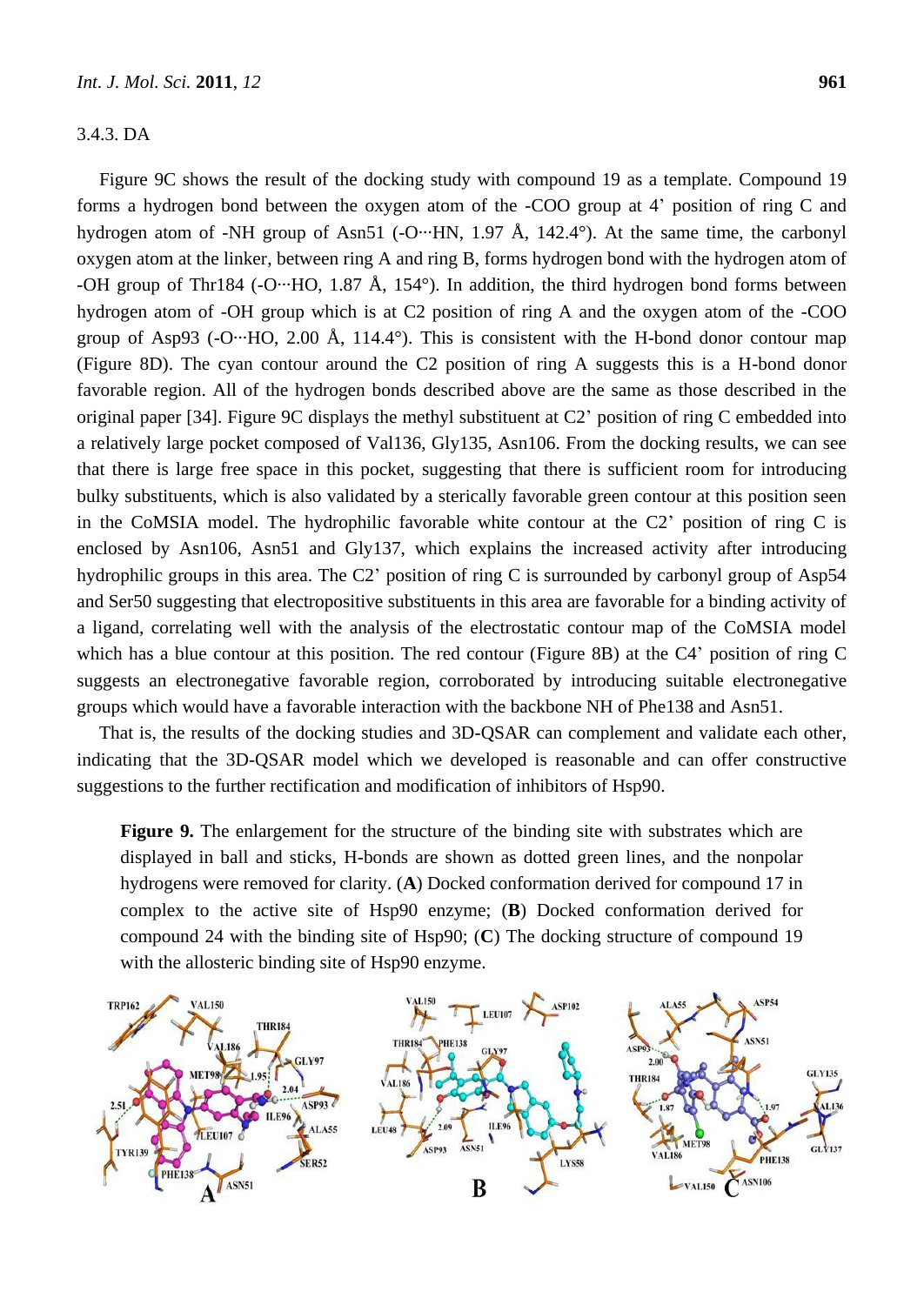### 3.4.3. DA

Figure 9C shows the result of the docking study with compound 19 as a template. Compound 19 forms a hydrogen bond between the oxygen atom of the -COO group at 4' position of ring C and hydrogen atom of -NH group of Asn51 (-O···HN, 1.97 Å, 142.4°). At the same time, the carbonyl oxygen atom at the linker, between ring A and ring B, forms hydrogen bond with the hydrogen atom of -OH group of Thr184 (-O···HO, 1.87 Å, 154°). In addition, the third hydrogen bond forms between hydrogen atom of -OH group which is at C2 position of ring A and the oxygen atom of the -COO group of Asp93 (-O···HO, 2.00 Å, 114.4°). This is consistent with the H-bond donor contour map (Figure 8D). The cyan contour around the C2 position of ring A suggests this is a H-bond donor favorable region. All of the hydrogen bonds described above are the same as those described in the original paper [34]. Figure 9C displays the methyl substituent at C2' position of ring C embedded into a relatively large pocket composed of Val136, Gly135, Asn106. From the docking results, we can see that there is large free space in this pocket, suggesting that there is sufficient room for introducing bulky substituents, which is also validated by a sterically favorable green contour at this position seen in the CoMSIA model. The hydrophilic favorable white contour at the C2' position of ring C is enclosed by Asn106, Asn51 and Gly137, which explains the increased activity after introducing hydrophilic groups in this area. The C2' position of ring C is surrounded by carbonyl group of Asp54 and Ser50 suggesting that electropositive substituents in this area are favorable for a binding activity of a ligand, correlating well with the analysis of the electrostatic contour map of the CoMSIA model which has a blue contour at this position. The red contour (Figure 8B) at the C4' position of ring C suggests an electronegative favorable region, corroborated by introducing suitable electronegative groups which would have a favorable interaction with the backbone NH of Phe138 and Asn51.

That is, the results of the docking studies and 3D-QSAR can complement and validate each other, indicating that the 3D-QSAR model which we developed is reasonable and can offer constructive suggestions to the further rectification and modification of inhibitors of Hsp90.

**Figure 9.** The enlargement for the structure of the binding site with substrates which are displayed in ball and sticks, H-bonds are shown as dotted green lines, and the nonpolar hydrogens were removed for clarity. (**A**) Docked conformation derived for compound 17 in complex to the active site of Hsp90 enzyme; (**B**) Docked conformation derived for compound 24 with the binding site of Hsp90; (**C**) The docking structure of compound 19 with the allosteric binding site of Hsp90 enzyme.

TRP162 VAL150 THR184 VAL186 GLY97 MET98 1.95 2.04 2.51 ASP93 ILE96 ALA55 LEU107 SER52 TYR139 PHE138 ASN51 A

VAL150 LEU107 ASP102 THR184 PHE138 GLY97 VAL186 LEU48 2.09 ILE96 ASP93 ASN51 LYS58 B

ALA55 ASP54 ASP93 ASN51 2.00 THR184 GLY135 1.87 1.97 AL136 MET98 VAL186 PHE138 GLY137 VAL150 C ASN106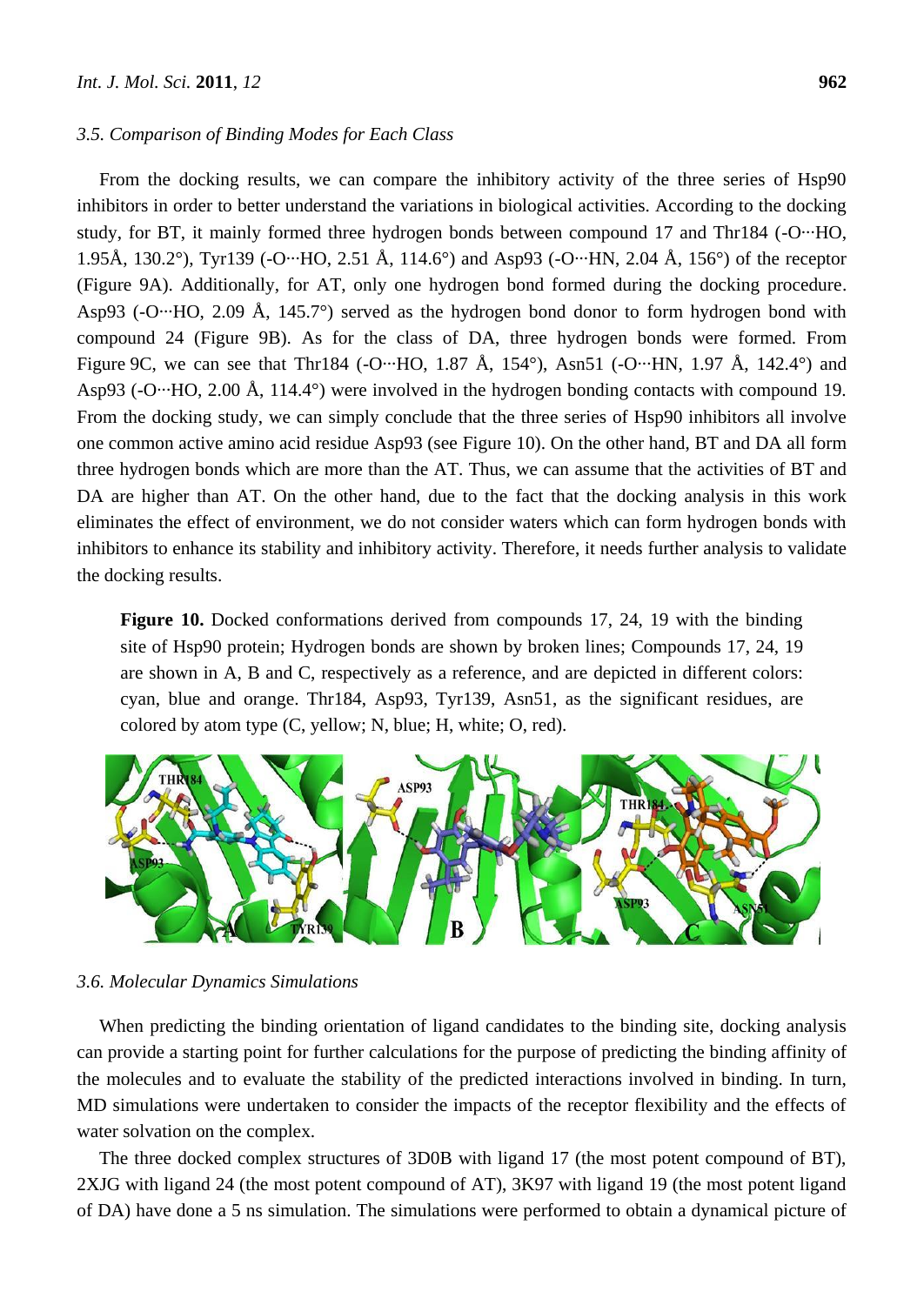### 3.5. Comparison of Binding Modes for Each Class

From the docking results, we can compare the inhibitory activity of the three series of Hsp90 inhibitors in order to better understand the variations in biological activities. According to the docking study, for BT, it mainly formed three hydrogen bonds between compound 17 and Thr184 (-O···HO, 1.95Å, 130.2°), Tyr139 (-O···HO, 2.51 Å, 114.6°) and Asp93 (-O···HN, 2.04 Å, 156°) of the receptor (Figure 9A). Additionally, for AT, only one hydrogen bond formed during the docking procedure. Asp93 (-O···HO, 2.09 Å, 145.7°) served as the hydrogen bond donor to form hydrogen bond with compound 24 (Figure 9B). As for the class of DA, three hydrogen bonds were formed. From Figure 9C, we can see that Thr184 (-O···HO, 1.87 Å, 154°), Asn51 (-O···HN, 1.97 Å, 142.4°) and Asp93 (-O···HO, 2.00 Å, 114.4°) were involved in the hydrogen bonding contacts with compound 19. From the docking study, we can simply conclude that the three series of Hsp90 inhibitors all involve one common active amino acid residue Asp93 (see Figure 10). On the other hand, BT and DA all form three hydrogen bonds which are more than the AT. Thus, we can assume that the activities of BT and DA are higher than AT. On the other hand, due to the fact that the docking analysis in this work eliminates the effect of environment, we do not consider waters which can form hydrogen bonds with inhibitors to enhance its stability and inhibitory activity. Therefore, it needs further analysis to validate the docking results.

**Figure 10.** Docked conformations derived from compounds 17, 24, 19 with the binding site of Hsp90 protein; Hydrogen bonds are shown by broken lines; Compounds 17, 24, 19 are shown in A, B and C, respectively as a reference, and are depicted in different colors: cyan, blue and orange. Thr184, Asp93, Tyr139, Asn51, as the significant residues, are colored by atom type (C, yellow; N, blue; H, white; O, red).

THR184
ASP93
TYR139
A
ASP93
B
THR184
ASP93
ASN51
C

### 3.6. Molecular Dynamics Simulations

When predicting the binding orientation of ligand candidates to the binding site, docking analysis can provide a starting point for further calculations for the purpose of predicting the binding affinity of the molecules and to evaluate the stability of the predicted interactions involved in binding. In turn, MD simulations were undertaken to consider the impacts of the receptor flexibility and the effects of water solvation on the complex.

The three docked complex structures of 3D0B with ligand 17 (the most potent compound of BT), 2XJG with ligand 24 (the most potent compound of AT), 3K97 with ligand 19 (the most potent ligand of DA) have done a 5 ns simulation. The simulations were performed to obtain a dynamical picture of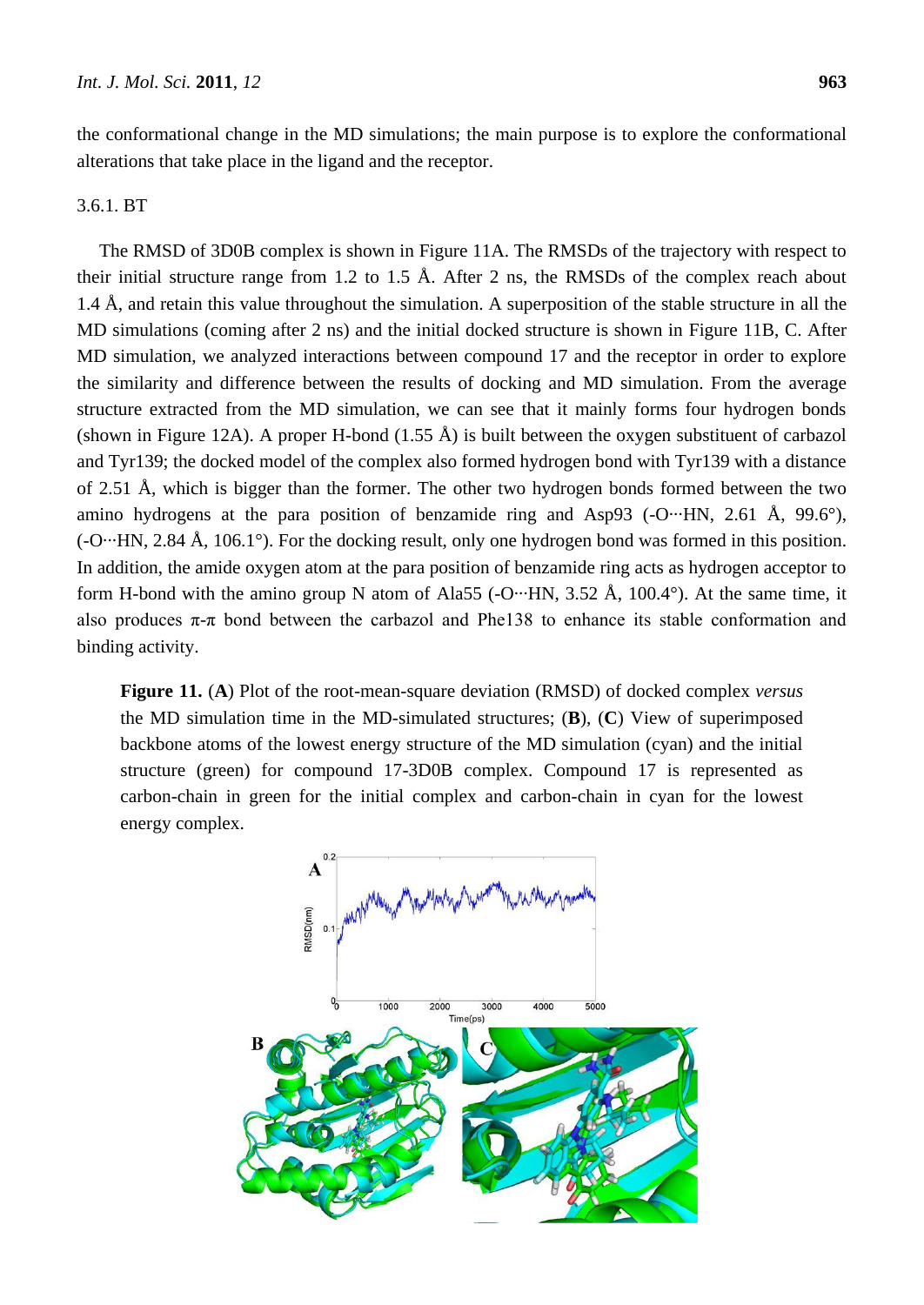the conformational change in the MD simulations; the main purpose is to explore the conformational alterations that take place in the ligand and the receptor.

### 3.6.1. BT

The RMSD of 3D0B complex is shown in Figure 11A. The RMSDs of the trajectory with respect to their initial structure range from 1.2 to 1.5 Å. After 2 ns, the RMSDs of the complex reach about 1.4 Å, and retain this value throughout the simulation. A superposition of the stable structure in all the MD simulations (coming after 2 ns) and the initial docked structure is shown in Figure 11B, C. After MD simulation, we analyzed interactions between compound 17 and the receptor in order to explore the similarity and difference between the results of docking and MD simulation. From the average structure extracted from the MD simulation, we can see that it mainly forms four hydrogen bonds (shown in Figure 12A). A proper H-bond (1.55 Å) is built between the oxygen substituent of carbazol and Tyr139; the docked model of the complex also formed hydrogen bond with Tyr139 with a distance of 2.51 Å, which is bigger than the former. The other two hydrogen bonds formed between the two amino hydrogens at the para position of benzamide ring and Asp93 (-O···HN, 2.61 Å, 99.6°), (-O···HN, 2.84 Å, 106.1°). For the docking result, only one hydrogen bond was formed in this position. In addition, the amide oxygen atom at the para position of benzamide ring acts as hydrogen acceptor to form H-bond with the amino group N atom of Ala55 (-O···HN, 3.52 Å, 100.4°). At the same time, it also produces π-π bond between the carbazol and Phe138 to enhance its stable conformation and binding activity.

**Figure 11.** (**A**) Plot of the root-mean-square deviation (RMSD) of docked complex *versus* the MD simulation time in the MD-simulated structures; (**B**), (**C**) View of superimposed backbone atoms of the lowest energy structure of the MD simulation (cyan) and the initial structure (green) for compound 17-3D0B complex. Compound 17 is represented as carbon-chain in green for the initial complex and carbon-chain in cyan for the lowest energy complex.

A

RMSD(nm)

0.2

0.1

0

0

1000

2000

3000

4000

5000

Time(ps)

B

C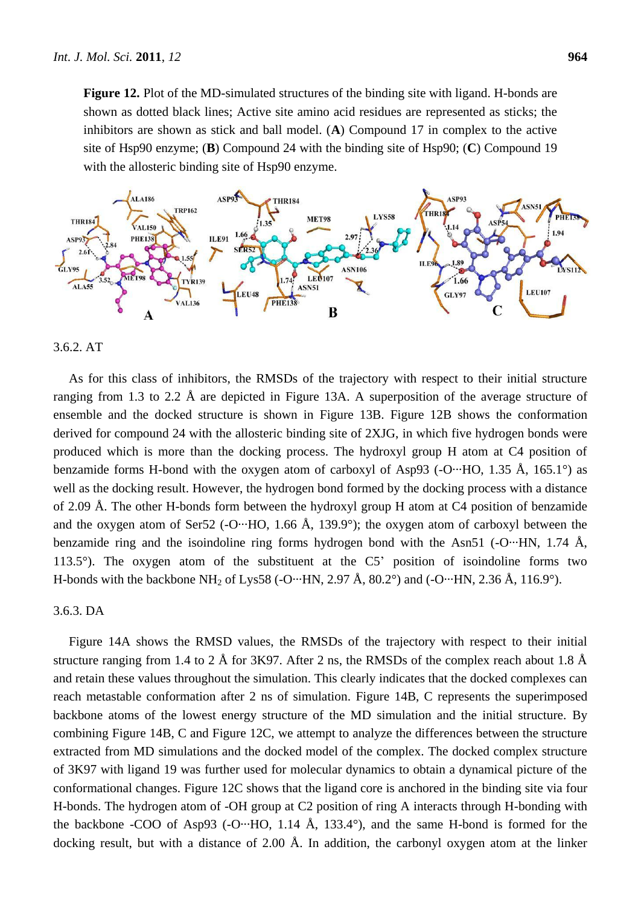**Figure 12.** Plot of the MD-simulated structures of the binding site with ligand. H-bonds are shown as dotted black lines; Active site amino acid residues are represented as sticks; the inhibitors are shown as stick and ball model. (**A**) Compound 17 in complex to the active site of Hsp90 enzyme; (**B**) Compound 24 with the binding site of Hsp90; (**C**) Compound 19 with the allosteric binding site of Hsp90 enzyme.

ALA186
TRP162
THR184
VAL150
PHE138
ASP93
2.84
2.61
1.55
GLY95
3.52
MET98
TYR139
ALA55
VAL136
A

ASP93
THR184
1.35
MET98
LYS58
ILE91
1.66
SER52
2.97
2.36
ASN106
1.74
LEU107
ASN51
LEU48
PHE138
B

ASP93
ASN51
THR184
PHE138
1.14
ASP54
1.94
ILE96
1.89
LYS112
1.66
GLY97
LEU107
C

### 3.6.2. AT

As for this class of inhibitors, the RMSDs of the trajectory with respect to their initial structure ranging from 1.3 to 2.2 Å are depicted in Figure 13A. A superposition of the average structure of ensemble and the docked structure is shown in Figure 13B. Figure 12B shows the conformation derived for compound 24 with the allosteric binding site of 2XJG, in which five hydrogen bonds were produced which is more than the docking process. The hydroxyl group H atom at C4 position of benzamide forms H-bond with the oxygen atom of carboxyl of Asp93 (-O···HO, 1.35 Å, 165.1°) as well as the docking result. However, the hydrogen bond formed by the docking process with a distance of 2.09 Å. The other H-bonds form between the hydroxyl group H atom at C4 position of benzamide and the oxygen atom of Ser52 (-O···HO, 1.66 Å, 139.9°); the oxygen atom of carboxyl between the benzamide ring and the isoindoline ring forms hydrogen bond with the Asn51 (-O···HN, 1.74 Å, 113.5°). The oxygen atom of the substituent at the C5' position of isoindoline forms two H-bonds with the backbone $NH_2$ of Lys58 (-O···HN, 2.97 Å, 80.2°) and (-O···HN, 2.36 Å, 116.9°).

### 3.6.3. DA

Figure 14A shows the RMSD values, the RMSDs of the trajectory with respect to their initial structure ranging from 1.4 to 2 Å for 3K97. After 2 ns, the RMSDs of the complex reach about 1.8 Å and retain these values throughout the simulation. This clearly indicates that the docked complexes can reach metastable conformation after 2 ns of simulation. Figure 14B, C represents the superimposed backbone atoms of the lowest energy structure of the MD simulation and the initial structure. By combining Figure 14B, C and Figure 12C, we attempt to analyze the differences between the structure extracted from MD simulations and the docked model of the complex. The docked complex structure of 3K97 with ligand 19 was further used for molecular dynamics to obtain a dynamical picture of the conformational changes. Figure 12C shows that the ligand core is anchored in the binding site via four H-bonds. The hydrogen atom of -OH group at C2 position of ring A interacts through H-bonding with the backbone -COO of Asp93 (-O···HO, 1.14 Å, 133.4°), and the same H-bond is formed for the docking result, but with a distance of 2.00 Å. In addition, the carbonyl oxygen atom at the linker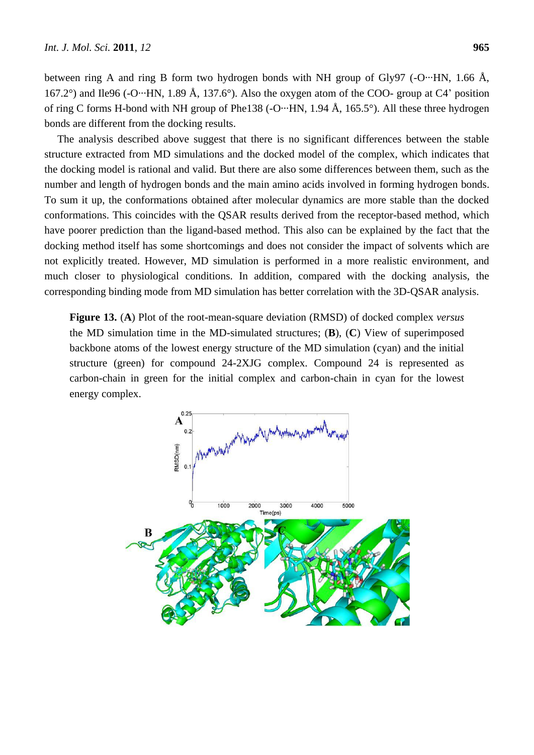between ring A and ring B form two hydrogen bonds with NH group of Gly97 (-O···HN, 1.66 Å, 167.2°) and Ile96 (-O···HN, 1.89 Å, 137.6°). Also the oxygen atom of the COO- group at C4' position of ring C forms H-bond with NH group of Phe138 (-O···HN, 1.94 Å, 165.5°). All these three hydrogen bonds are different from the docking results.

The analysis described above suggest that there is no significant differences between the stable structure extracted from MD simulations and the docked model of the complex, which indicates that the docking model is rational and valid. But there are also some differences between them, such as the number and length of hydrogen bonds and the main amino acids involved in forming hydrogen bonds. To sum it up, the conformations obtained after molecular dynamics are more stable than the docked conformations. This coincides with the QSAR results derived from the receptor-based method, which have poorer prediction than the ligand-based method. This also can be explained by the fact that the docking method itself has some shortcomings and does not consider the impact of solvents which are not explicitly treated. However, MD simulation is performed in a more realistic environment, and much closer to physiological conditions. In addition, compared with the docking analysis, the corresponding binding mode from MD simulation has better correlation with the 3D-QSAR analysis.

**Figure 13.** (**A**) Plot of the root-mean-square deviation (RMSD) of docked complex *versus* the MD simulation time in the MD-simulated structures; (**B**), (**C**) View of superimposed backbone atoms of the lowest energy structure of the MD simulation (cyan) and the initial structure (green) for compound 24-2XJG complex. Compound 24 is represented as carbon-chain in green for the initial complex and carbon-chain in cyan for the lowest energy complex.

A

RMSD(nm)

0.25
0.2
0.1
0

Time(ps)

0
1000
2000
3000
4000
5000

B

C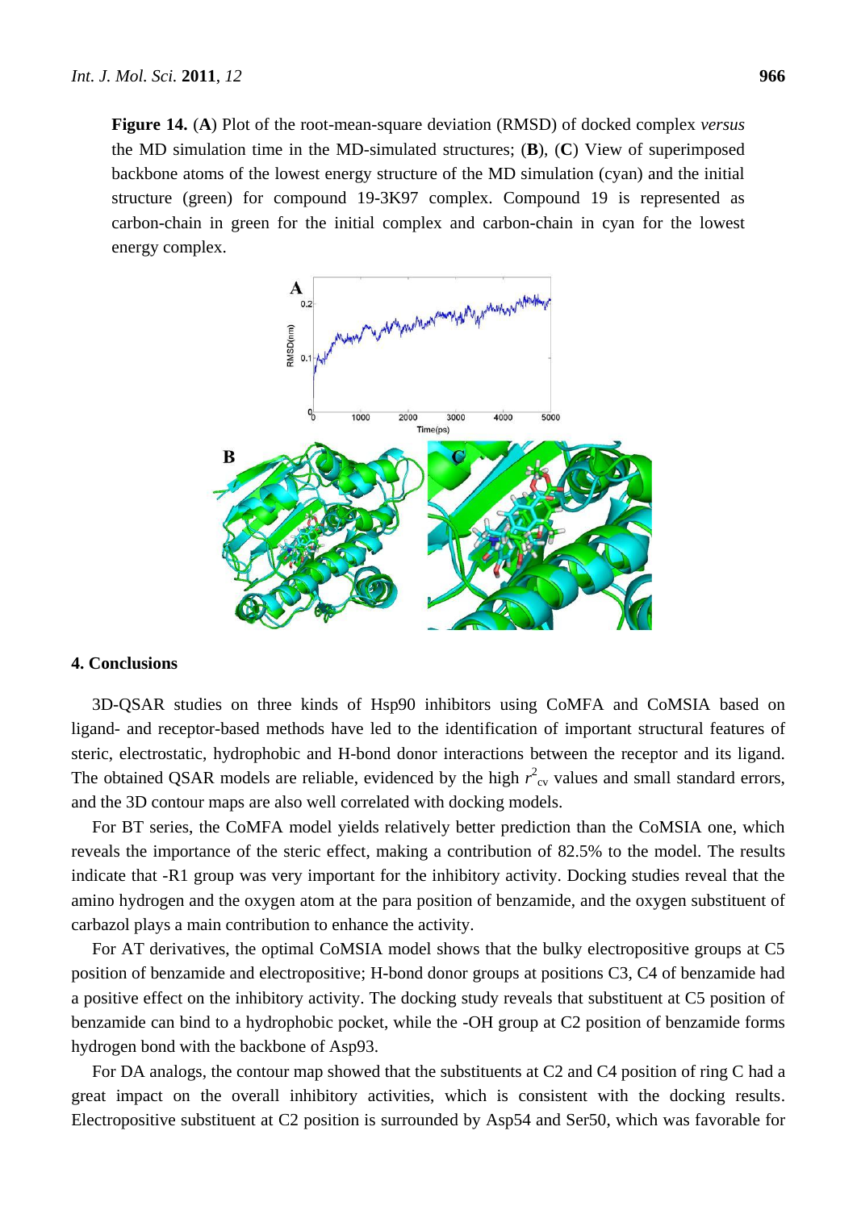**Figure 14.** (**A**) Plot of the root-mean-square deviation (RMSD) of docked complex *versus* the MD simulation time in the MD-simulated structures; (**B**), (**C**) View of superimposed backbone atoms of the lowest energy structure of the MD simulation (cyan) and the initial structure (green) for compound 19-3K97 complex. Compound 19 is represented as carbon-chain in green for the initial complex and carbon-chain in cyan for the lowest energy complex.

A

RMSD(nm)

0.2

0.1

0

0

1000

2000

3000

4000

5000

Time(ps)

B

C

## 4. Conclusions

3D-QSAR studies on three kinds of Hsp90 inhibitors using CoMFA and CoMSIA based on ligand- and receptor-based methods have led to the identification of important structural features of steric, electrostatic, hydrophobic and H-bond donor interactions between the receptor and its ligand. The obtained QSAR models are reliable, evidenced by the high $r^2_{cv}$ values and small standard errors, and the 3D contour maps are also well correlated with docking models.

For BT series, the CoMFA model yields relatively better prediction than the CoMSIA one, which reveals the importance of the steric effect, making a contribution of 82.5% to the model. The results indicate that -R1 group was very important for the inhibitory activity. Docking studies reveal that the amino hydrogen and the oxygen atom at the para position of benzamide, and the oxygen substituent of carbazol plays a main contribution to enhance the activity.

For AT derivatives, the optimal CoMSIA model shows that the bulky electropositive groups at C5 position of benzamide and electropositive; H-bond donor groups at positions C3, C4 of benzamide had a positive effect on the inhibitory activity. The docking study reveals that substituent at C5 position of benzamide can bind to a hydrophobic pocket, while the -OH group at C2 position of benzamide forms hydrogen bond with the backbone of Asp93.

For DA analogs, the contour map showed that the substituents at C2 and C4 position of ring C had a great impact on the overall inhibitory activities, which is consistent with the docking results. Electropositive substituent at C2 position is surrounded by Asp54 and Ser50, which was favorable for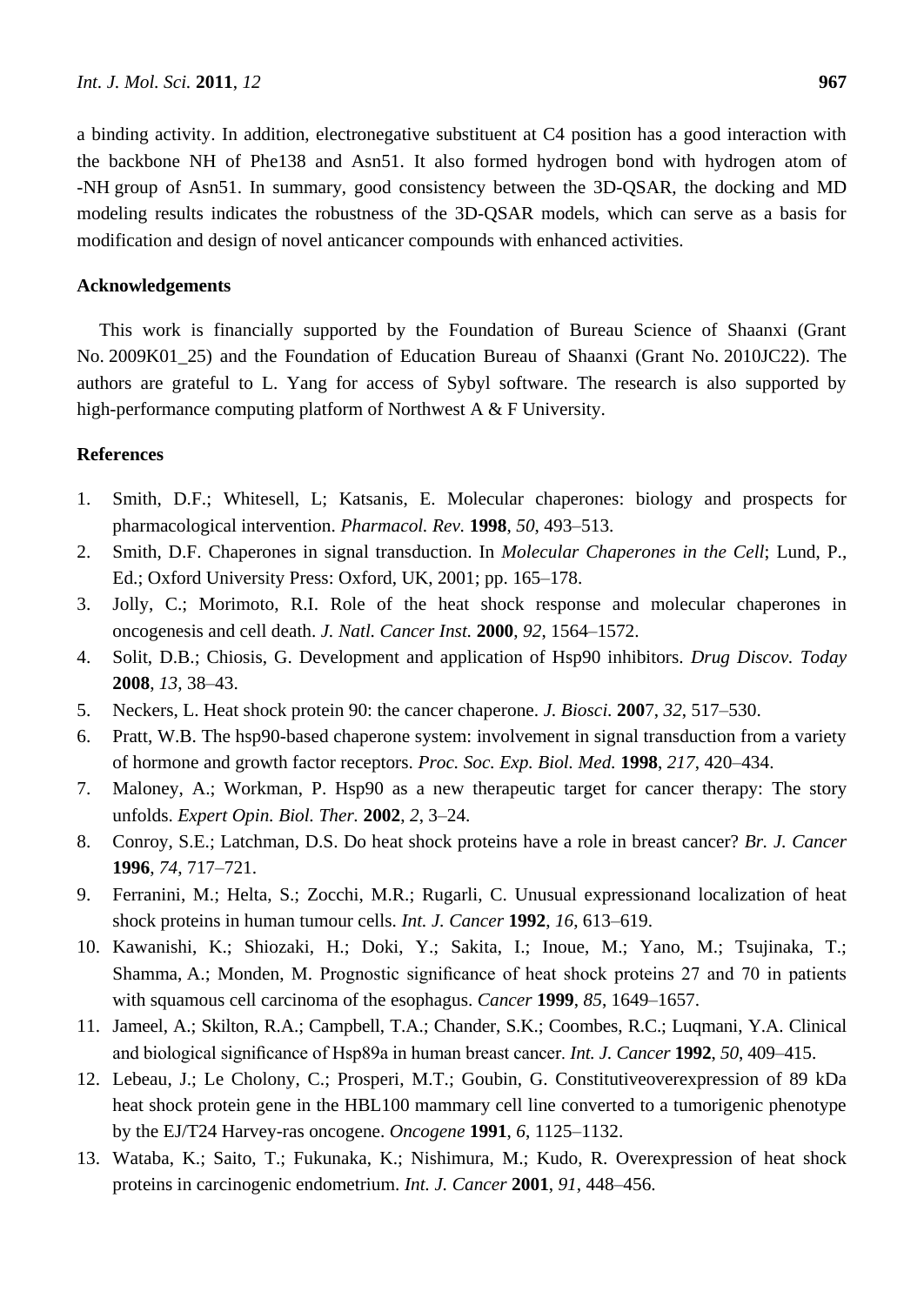a binding activity. In addition, electronegative substituent at C4 position has a good interaction with the backbone NH of Phe138 and Asn51. It also formed hydrogen bond with hydrogen atom of -NH group of Asn51. In summary, good consistency between the 3D-QSAR, the docking and MD modeling results indicates the robustness of the 3D-QSAR models, which can serve as a basis for modification and design of novel anticancer compounds with enhanced activities.

## Acknowledgements

This work is financially supported by the Foundation of Bureau Science of Shaanxi (Grant No. 2009K01_25) and the Foundation of Education Bureau of Shaanxi (Grant No. 2010JC22). The authors are grateful to L. Yang for access of Sybyl software. The research is also supported by high-performance computing platform of Northwest A & F University.

## References

1. Smith, D.F.; Whitesell, L; Katsanis, E. Molecular chaperones: biology and prospects for pharmacological intervention. *Pharmacol. Rev.* **1998**, *50*, 493–513.
2. Smith, D.F. Chaperones in signal transduction. In *Molecular Chaperones in the Cell*; Lund, P., Ed.; Oxford University Press: Oxford, UK, 2001; pp. 165–178.
3. Jolly, C.; Morimoto, R.I. Role of the heat shock response and molecular chaperones in oncogenesis and cell death. *J. Natl. Cancer Inst.* **2000**, *92*, 1564–1572.
4. Solit, D.B.; Chiosis, G. Development and application of Hsp90 inhibitors. *Drug Discov. Today* **2008**, *13*, 38–43.
5. Neckers, L. Heat shock protein 90: the cancer chaperone. *J. Biosci.* **2007**, *32*, 517–530.
6. Pratt, W.B. The hsp90-based chaperone system: involvement in signal transduction from a variety of hormone and growth factor receptors. *Proc. Soc. Exp. Biol. Med.* **1998**, *217*, 420–434.
7. Maloney, A.; Workman, P. Hsp90 as a new therapeutic target for cancer therapy: The story unfolds. *Expert Opin. Biol. Ther.* **2002**, *2*, 3–24.
8. Conroy, S.E.; Latchman, D.S. Do heat shock proteins have a role in breast cancer? *Br. J. Cancer* **1996**, *74*, 717–721.
9. Ferranini, M.; Helta, S.; Zocchi, M.R.; Rugarli, C. Unusual expressionand localization of heat shock proteins in human tumour cells. *Int. J. Cancer* **1992**, *16*, 613–619.
10. Kawanishi, K.; Shiozaki, H.; Doki, Y.; Sakita, I.; Inoue, M.; Yano, M.; Tsujinaka, T.; Shamma, A.; Monden, M. Prognostic significance of heat shock proteins 27 and 70 in patients with squamous cell carcinoma of the esophagus. *Cancer* **1999**, *85*, 1649–1657.
11. Jameel, A.; Skilton, R.A.; Campbell, T.A.; Chander, S.K.; Coombes, R.C.; Luqmani, Y.A. Clinical and biological significance of Hsp89a in human breast cancer. *Int. J. Cancer* **1992**, *50*, 409–415.
12. Lebeau, J.; Le Cholony, C.; Prosperi, M.T.; Goubin, G. Constitutiveoverexpression of 89 kDa heat shock protein gene in the HBL100 mammary cell line converted to a tumorigenic phenotype by the EJ/T24 Harvey-ras oncogene. *Oncogene* **1991**, *6*, 1125–1132.
13. Wataba, K.; Saito, T.; Fukunaka, K.; Nishimura, M.; Kudo, R. Overexpression of heat shock proteins in carcinogenic endometrium. *Int. J. Cancer* **2001**, *91*, 448–456.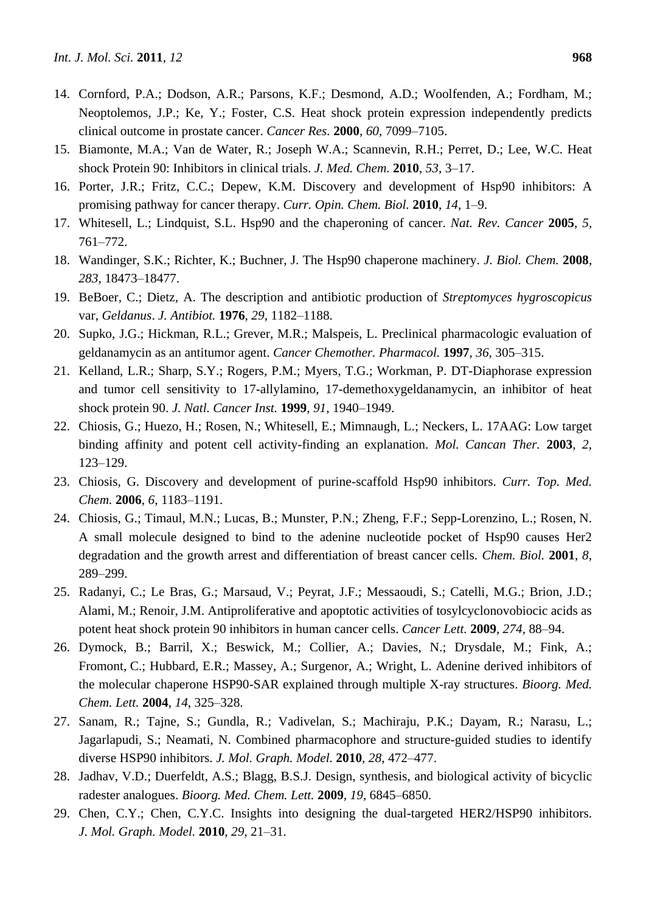14. Cornford, P.A.; Dodson, A.R.; Parsons, K.F.; Desmond, A.D.; Woolfenden, A.; Fordham, M.; Neoptolemos, J.P.; Ke, Y.; Foster, C.S. Heat shock protein expression independently predicts clinical outcome in prostate cancer. *Cancer Res.* **2000**, *60*, 7099–7105.
15. Biamonte, M.A.; Van de Water, R.; Joseph W.A.; Scannevin, R.H.; Perret, D.; Lee, W.C. Heat shock Protein 90: Inhibitors in clinical trials. *J. Med. Chem.* **2010**, *53*, 3–17.
16. Porter, J.R.; Fritz, C.C.; Depew, K.M. Discovery and development of Hsp90 inhibitors: A promising pathway for cancer therapy. *Curr. Opin. Chem. Biol.* **2010**, *14*, 1–9.
17. Whitesell, L.; Lindquist, S.L. Hsp90 and the chaperoning of cancer. *Nat. Rev. Cancer* **2005**, *5*, 761–772.
18. Wandinger, S.K.; Richter, K.; Buchner, J. The Hsp90 chaperone machinery. *J. Biol. Chem.* **2008**, *283*, 18473–18477.
19. BeBoer, C.; Dietz, A. The description and antibiotic production of *Streptomyces hygroscopicus* var, *Geldanus*. *J. Antibiot.* **1976**, *29*, 1182–1188.
20. Supko, J.G.; Hickman, R.L.; Grever, M.R.; Malspeis, L. Preclinical pharmacologic evaluation of geldanamycin as an antitumor agent. *Cancer Chemother. Pharmacol.* **1997**, *36*, 305–315.
21. Kelland, L.R.; Sharp, S.Y.; Rogers, P.M.; Myers, T.G.; Workman, P. DT-Diaphorase expression and tumor cell sensitivity to 17-allylamino, 17-demethoxygeldanamycin, an inhibitor of heat shock protein 90. *J. Natl. Cancer Inst.* **1999**, *91*, 1940–1949.
22. Chiosis, G.; Huezo, H.; Rosen, N.; Whitesell, E.; Mimnaugh, L.; Neckers, L. 17AAG: Low target binding affinity and potent cell activity-finding an explanation. *Mol. Cancan Ther.* **2003**, *2*, 123–129.
23. Chiosis, G. Discovery and development of purine-scaffold Hsp90 inhibitors. *Curr. Top. Med. Chem.* **2006**, *6*, 1183–1191.
24. Chiosis, G.; Timaul, M.N.; Lucas, B.; Munster, P.N.; Zheng, F.F.; Sepp-Lorenzino, L.; Rosen, N. A small molecule designed to bind to the adenine nucleotide pocket of Hsp90 causes Her2 degradation and the growth arrest and differentiation of breast cancer cells. *Chem. Biol.* **2001**, *8*, 289–299.
25. Radanyi, C.; Le Bras, G.; Marsaud, V.; Peyrat, J.F.; Messaoudi, S.; Catelli, M.G.; Brion, J.D.; Alami, M.; Renoir, J.M. Antiproliferative and apoptotic activities of tosylcyclonovobiocic acids as potent heat shock protein 90 inhibitors in human cancer cells. *Cancer Lett.* **2009**, *274*, 88–94.
26. Dymock, B.; Barril, X.; Beswick, M.; Collier, A.; Davies, N.; Drysdale, M.; Fink, A.; Fromont, C.; Hubbard, E.R.; Massey, A.; Surgenor, A.; Wright, L. Adenine derived inhibitors of the molecular chaperone HSP90-SAR explained through multiple X-ray structures. *Bioorg. Med. Chem. Lett.* **2004**, *14*, 325–328.
27. Sanam, R.; Tajne, S.; Gundla, R.; Vadivelan, S.; Machiraju, P.K.; Dayam, R.; Narasu, L.; Jagarlapudi, S.; Neamati, N. Combined pharmacophore and structure-guided studies to identify diverse HSP90 inhibitors. *J. Mol. Graph. Model.* **2010**, *28*, 472–477.
28. Jadhav, V.D.; Duerfeldt, A.S.; Blagg, B.S.J. Design, synthesis, and biological activity of bicyclic radester analogues. *Bioorg. Med. Chem. Lett.* **2009**, *19*, 6845–6850.
29. Chen, C.Y.; Chen, C.Y.C. Insights into designing the dual-targeted HER2/HSP90 inhibitors. *J. Mol. Graph. Model.* **2010**, *29*, 21–31.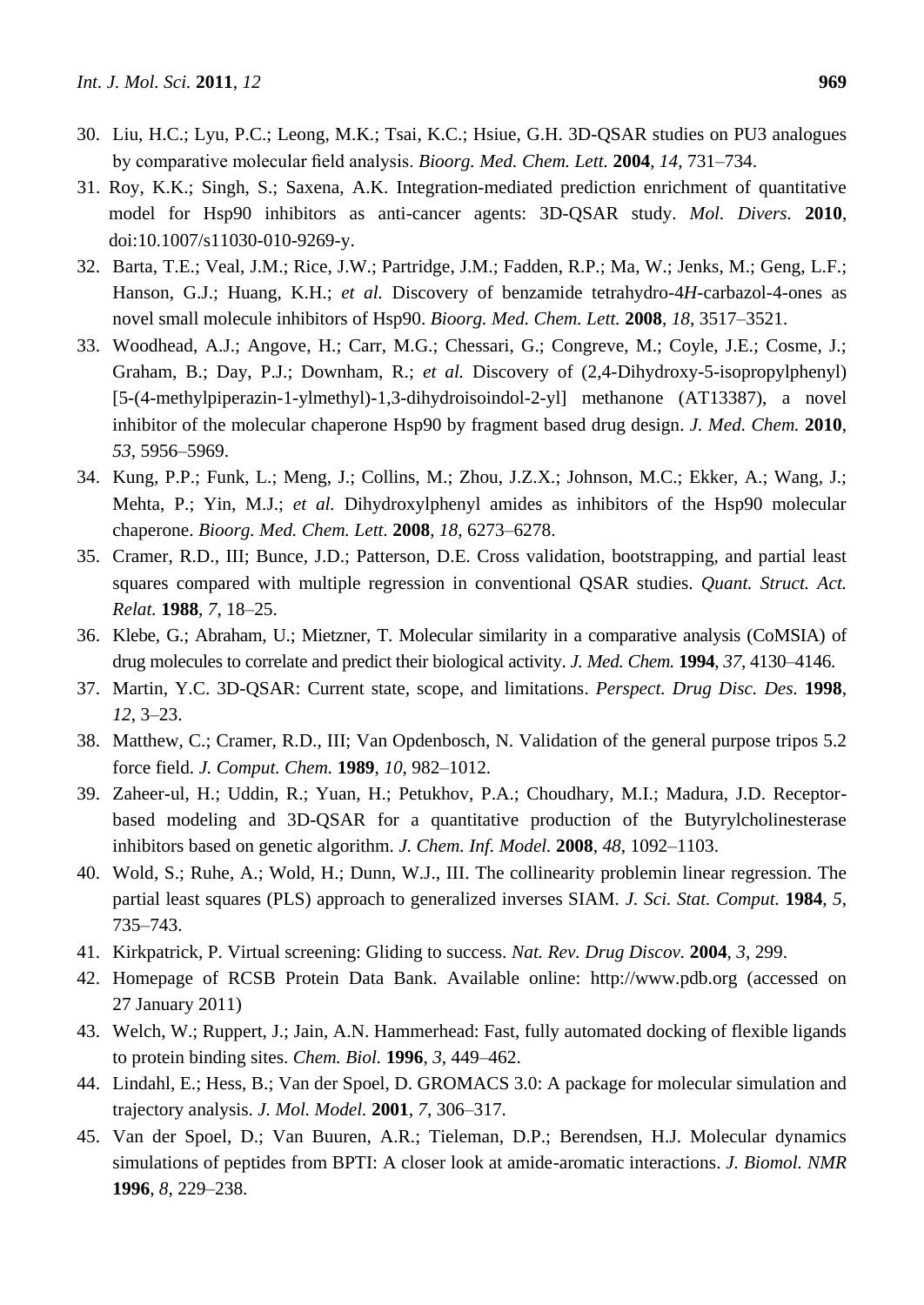30. Liu, H.C.; Lyu, P.C.; Leong, M.K.; Tsai, K.C.; Hsiue, G.H. 3D-QSAR studies on PU3 analogues by comparative molecular field analysis. *Bioorg. Med. Chem. Lett.* **2004**, *14*, 731–734.
31. Roy, K.K.; Singh, S.; Saxena, A.K. Integration-mediated prediction enrichment of quantitative model for Hsp90 inhibitors as anti-cancer agents: 3D-QSAR study. *Mol. Divers.* **2010**, doi:10.1007/s11030-010-9269-y.
32. Barta, T.E.; Veal, J.M.; Rice, J.W.; Partridge, J.M.; Fadden, R.P.; Ma, W.; Jenks, M.; Geng, L.F.; Hanson, G.J.; Huang, K.H.; *et al.* Discovery of benzamide tetrahydro-4*H*-carbazol-4-ones as novel small molecule inhibitors of Hsp90. *Bioorg. Med. Chem. Lett.* **2008**, *18*, 3517–3521.
33. Woodhead, A.J.; Angove, H.; Carr, M.G.; Chessari, G.; Congreve, M.; Coyle, J.E.; Cosme, J.; Graham, B.; Day, P.J.; Downham, R.; *et al.* Discovery of (2,4-Dihydroxy-5-isopropylphenyl) [5-(4-methylpiperazin-1-ylmethyl)-1,3-dihydroisoindol-2-yl] methanone (AT13387), a novel inhibitor of the molecular chaperone Hsp90 by fragment based drug design. *J. Med. Chem.* **2010**, *53*, 5956–5969.
34. Kung, P.P.; Funk, L.; Meng, J.; Collins, M.; Zhou, J.Z.X.; Johnson, M.C.; Ekker, A.; Wang, J.; Mehta, P.; Yin, M.J.; *et al.* Dihydroxylphenyl amides as inhibitors of the Hsp90 molecular chaperone. *Bioorg. Med. Chem. Lett.* **2008**, *18*, 6273–6278.
35. Cramer, R.D., III; Bunce, J.D.; Patterson, D.E. Cross validation, bootstrapping, and partial least squares compared with multiple regression in conventional QSAR studies. *Quant. Struct. Act. Relat.* **1988**, *7*, 18–25.
36. Klebe, G.; Abraham, U.; Mietzner, T. Molecular similarity in a comparative analysis (CoMSIA) of drug molecules to correlate and predict their biological activity. *J. Med. Chem.* **1994**, *37*, 4130–4146.
37. Martin, Y.C. 3D-QSAR: Current state, scope, and limitations. *Perspect. Drug Disc. Des.* **1998**, *12*, 3–23.
38. Matthew, C.; Cramer, R.D., III; Van Opdenbosch, N. Validation of the general purpose tripos 5.2 force field. *J. Comput. Chem.* **1989**, *10*, 982–1012.
39. Zaheer-ul, H.; Uddin, R.; Yuan, H.; Petukhov, P.A.; Choudhary, M.I.; Madura, J.D. Receptor-based modeling and 3D-QSAR for a quantitative production of the Butyrylcholinesterase inhibitors based on genetic algorithm. *J. Chem. Inf. Model.* **2008**, *48*, 1092–1103.
40. Wold, S.; Ruhe, A.; Wold, H.; Dunn, W.J., III. The collinearity problemin linear regression. The partial least squares (PLS) approach to generalized inverses SIAM. *J. Sci. Stat. Comput.* **1984**, *5*, 735–743.
41. Kirkpatrick, P. Virtual screening: Gliding to success. *Nat. Rev. Drug Discov.* **2004**, *3*, 299.
42. Homepage of RCSB Protein Data Bank. Available online: http://www.pdb.org (accessed on 27 January 2011)
43. Welch, W.; Ruppert, J.; Jain, A.N. Hammerhead: Fast, fully automated docking of flexible ligands to protein binding sites. *Chem. Biol.* **1996**, *3*, 449–462.
44. Lindahl, E.; Hess, B.; Van der Spoel, D. GROMACS 3.0: A package for molecular simulation and trajectory analysis. *J. Mol. Model.* **2001**, *7*, 306–317.
45. Van der Spoel, D.; Van Buuren, A.R.; Tieleman, D.P.; Berendsen, H.J. Molecular dynamics simulations of peptides from BPTI: A closer look at amide-aromatic interactions. *J. Biomol. NMR* **1996**, *8*, 229–238.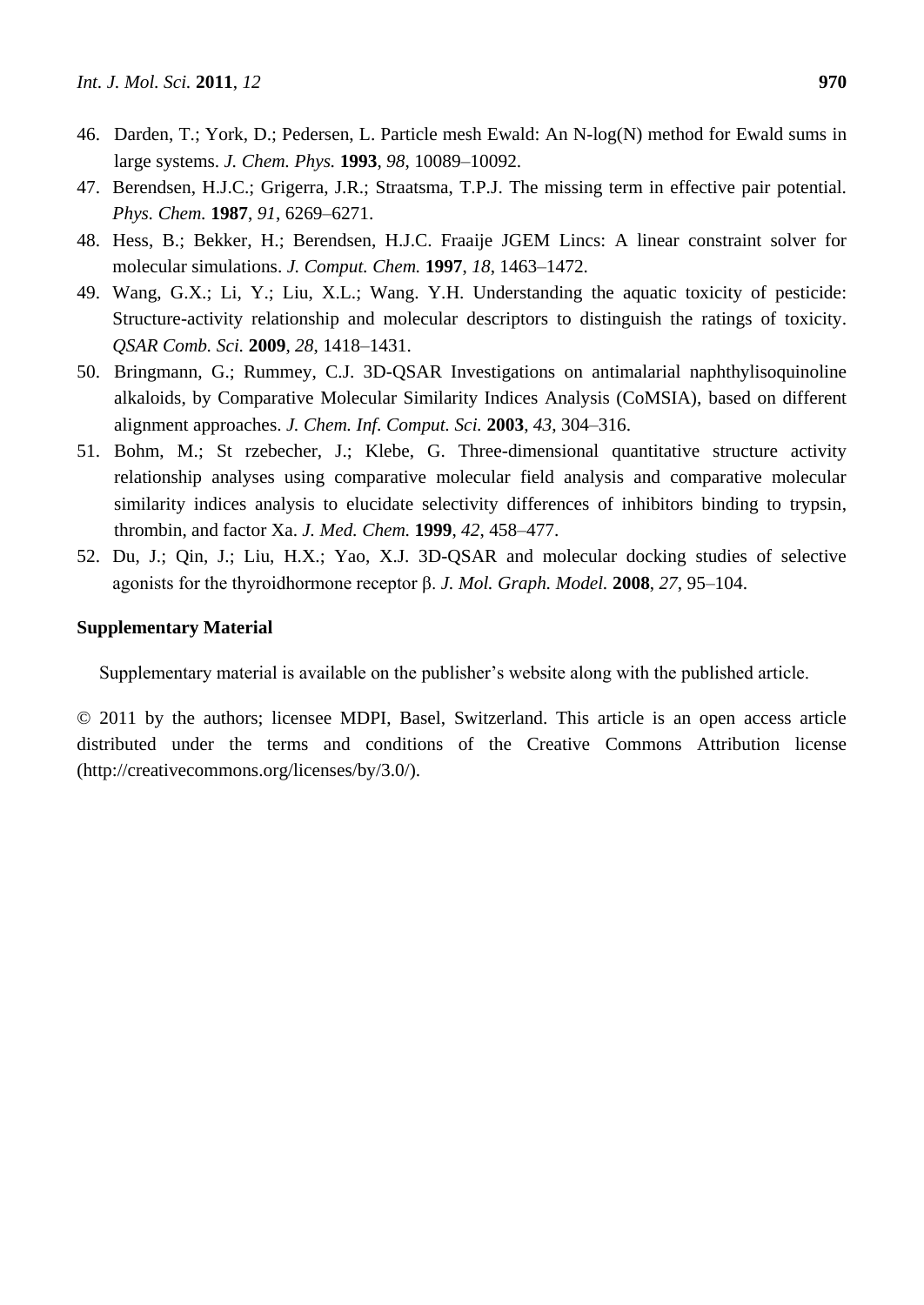46. Darden, T.; York, D.; Pedersen, L. Particle mesh Ewald: An N-log(N) method for Ewald sums in large systems. *J. Chem. Phys.* **1993**, *98*, 10089–10092.
47. Berendsen, H.J.C.; Grigerra, J.R.; Straatsma, T.P.J. The missing term in effective pair potential. *Phys. Chem.* **1987**, *91*, 6269–6271.
48. Hess, B.; Bekker, H.; Berendsen, H.J.C. Fraaije JGEM Lincs: A linear constraint solver for molecular simulations. *J. Comput. Chem.* **1997**, *18*, 1463–1472.
49. Wang, G.X.; Li, Y.; Liu, X.L.; Wang. Y.H. Understanding the aquatic toxicity of pesticide: Structure-activity relationship and molecular descriptors to distinguish the ratings of toxicity. *QSAR Comb. Sci.* **2009**, *28*, 1418–1431.
50. Bringmann, G.; Rummey, C.J. 3D-QSAR Investigations on antimalarial naphthylisoquinoline alkaloids, by Comparative Molecular Similarity Indices Analysis (CoMSIA), based on different alignment approaches. *J. Chem. Inf. Comput. Sci.* **2003**, *43*, 304–316.
51. Bohm, M.; St rzebecher, J.; Klebe, G. Three-dimensional quantitative structure activity relationship analyses using comparative molecular field analysis and comparative molecular similarity indices analysis to elucidate selectivity differences of inhibitors binding to trypsin, thrombin, and factor Xa. *J. Med. Chem.* **1999**, *42*, 458–477.
52. Du, J.; Qin, J.; Liu, H.X.; Yao, X.J. 3D-QSAR and molecular docking studies of selective agonists for the thyroidhormone receptor β. *J. Mol. Graph. Model.* **2008**, *27*, 95–104.

**Supplementary Material**

Supplementary material is available on the publisher's website along with the published article.

© 2011 by the authors; licensee MDPI, Basel, Switzerland. This article is an open access article distributed under the terms and conditions of the Creative Commons Attribution license (http://creativecommons.org/licenses/by/3.0/).